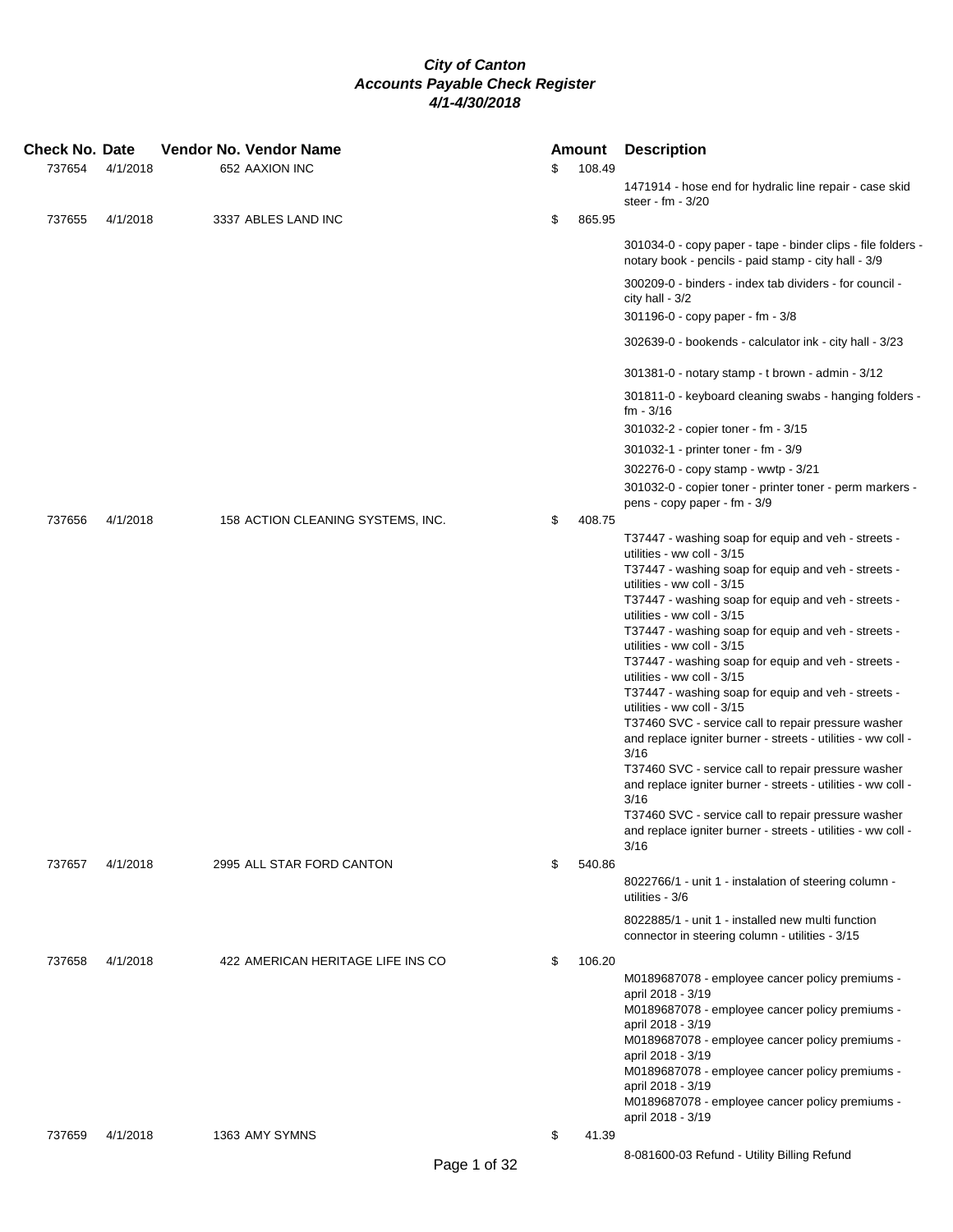# City of Canton
## Accounts Payable Check Register
### 4/1-4/30/2018

| Check No. | Date | Vendor No. | Vendor Name | Amount | Description |
|---|---|---|---|---|---|
| 737654 | 4/1/2018 | 652 | AAXION INC | $ 108.49 | |
| | | | | | 1471914 - hose end for hydralic line repair - case skid steer - fm - 3/20 |
| 737655 | 4/1/2018 | 3337 | ABLES LAND INC | $ 865.95 | |
| | | | | | 301034-0 - copy paper - tape - binder clips - file folders - notary book - pencils - paid stamp - city hall - 3/9 |
| | | | | | 300209-0 - binders - index tab dividers - for council - city hall - 3/2 |
| | | | | | 301196-0 - copy paper - fm - 3/8 |
| | | | | | 302639-0 - bookends - calculator ink - city hall - 3/23 |
| | | | | | 301381-0 - notary stamp - t brown - admin - 3/12 |
| | | | | | 301811-0 - keyboard cleaning swabs - hanging folders - fm - 3/16 |
| | | | | | 301032-2 - copier toner - fm - 3/15 |
| | | | | | 301032-1 - printer toner - fm - 3/9 |
| | | | | | 302276-0 - copy stamp - wwtp - 3/21 |
| | | | | | 301032-0 - copier toner - printer toner - perm markers - pens - copy paper - fm - 3/9 |
| 737656 | 4/1/2018 | 158 | ACTION CLEANING SYSTEMS, INC. | $ 408.75 | |
| | | | | | T37447 - washing soap for equip and veh - streets - utilities - ww coll - 3/15 |
| | | | | | T37447 - washing soap for equip and veh - streets - utilities - ww coll - 3/15 |
| | | | | | T37447 - washing soap for equip and veh - streets - utilities - ww coll - 3/15 |
| | | | | | T37447 - washing soap for equip and veh - streets - utilities - ww coll - 3/15 |
| | | | | | T37447 - washing soap for equip and veh - streets - utilities - ww coll - 3/15 |
| | | | | | T37447 - washing soap for equip and veh - streets - utilities - ww coll - 3/15 |
| | | | | | T37460 SVC - service call to repair pressure washer and replace igniter burner - streets - utilities - ww coll - 3/16 |
| | | | | | T37460 SVC - service call to repair pressure washer and replace igniter burner - streets - utilities - ww coll - 3/16 |
| | | | | | T37460 SVC - service call to repair pressure washer and replace igniter burner - streets - utilities - ww coll - 3/16 |
| 737657 | 4/1/2018 | 2995 | ALL STAR FORD CANTON | $ 540.86 | |
| | | | | | 8022766/1 - unit 1 - instalation of steering column - utilities - 3/6 |
| | | | | | 8022885/1 - unit 1 - installed new multi function connector in steering column - utilities - 3/15 |
| 737658 | 4/1/2018 | 422 | AMERICAN HERITAGE LIFE INS CO | $ 106.20 | |
| | | | | | M0189687078 - employee cancer policy premiums - april 2018 - 3/19 |
| | | | | | M0189687078 - employee cancer policy premiums - april 2018 - 3/19 |
| | | | | | M0189687078 - employee cancer policy premiums - april 2018 - 3/19 |
| | | | | | M0189687078 - employee cancer policy premiums - april 2018 - 3/19 |
| | | | | | M0189687078 - employee cancer policy premiums - april 2018 - 3/19 |
| 737659 | 4/1/2018 | 1363 | AMY SYMNS | $ 41.39 | |
| | | | | | 8-081600-03 Refund - Utility Billing Refund |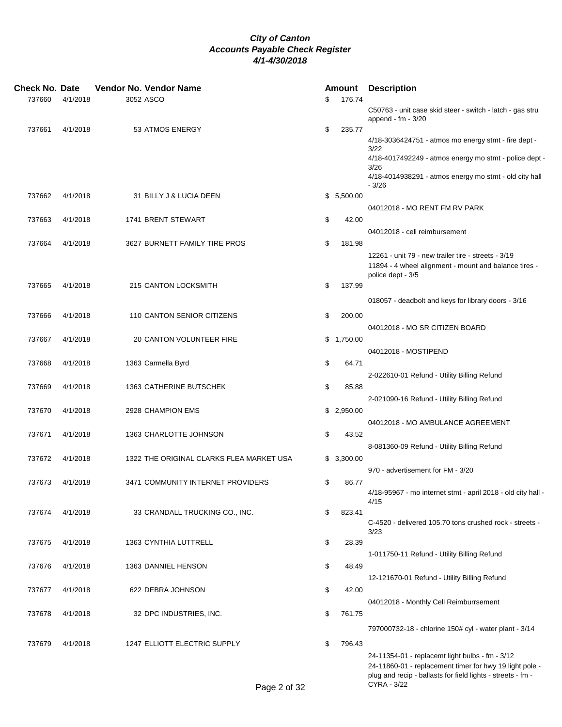***City of Canton***
***Accounts Payable Check Register***
***4/1-4/30/2018***

| Check No. | Date | Vendor No. | Vendor Name | Amount | Description |
|---|---|---|---|---|---|
| 737660 | 4/1/2018 | 3052 | ASCO | $ 176.74 | C50763 - unit case skid steer - switch - latch - gas stru append - fm - 3/20 |
| 737661 | 4/1/2018 | 53 | ATMOS ENERGY | $ 235.77 | 4/18-3036424751 - atmos mo energy stmt - fire dept - 3/22<br>4/18-4017492249 - atmos energy mo stmt - police dept - 3/26<br>4/18-4014938291 - atmos energy mo stmt - old city hall - 3/26 |
| 737662 | 4/1/2018 | 31 | BILLY J & LUCIA DEEN | $ 5,500.00 | 04012018 - MO RENT FM RV PARK |
| 737663 | 4/1/2018 | 1741 | BRENT STEWART | $ 42.00 | 04012018 - cell reimbursement |
| 737664 | 4/1/2018 | 3627 | BURNETT FAMILY TIRE PROS | $ 181.98 | 12261 - unit 79 - new trailer tire - streets - 3/19<br>11894 - 4 wheel alignment - mount and balance tires - police dept - 3/5 |
| 737665 | 4/1/2018 | 215 | CANTON LOCKSMITH | $ 137.99 | 018057 - deadbolt and keys for library doors - 3/16 |
| 737666 | 4/1/2018 | 110 | CANTON SENIOR CITIZENS | $ 200.00 | 04012018 - MO SR CITIZEN BOARD |
| 737667 | 4/1/2018 | 20 | CANTON VOLUNTEER FIRE | $ 1,750.00 | 04012018 - MOSTIPEND |
| 737668 | 4/1/2018 | 1363 | Carmella Byrd | $ 64.71 | 2-022610-01 Refund - Utility Billing Refund |
| 737669 | 4/1/2018 | 1363 | CATHERINE BUTSCHEK | $ 85.88 | 2-021090-16 Refund - Utility Billing Refund |
| 737670 | 4/1/2018 | 2928 | CHAMPION EMS | $ 2,950.00 | 04012018 - MO AMBULANCE AGREEMENT |
| 737671 | 4/1/2018 | 1363 | CHARLOTTE JOHNSON | $ 43.52 | 8-081360-09 Refund - Utility Billing Refund |
| 737672 | 4/1/2018 | 1322 | THE ORIGINAL CLARKS FLEA MARKET USA | $ 3,300.00 | 970 - advertisement for FM - 3/20 |
| 737673 | 4/1/2018 | 3471 | COMMUNITY INTERNET PROVIDERS | $ 86.77 | 4/18-95967 - mo internet stmt - april 2018 - old city hall - 4/15 |
| 737674 | 4/1/2018 | 33 | CRANDALL TRUCKING CO., INC. | $ 823.41 | C-4520 - delivered 105.70 tons crushed rock - streets - 3/23 |
| 737675 | 4/1/2018 | 1363 | CYNTHIA LUTTRELL | $ 28.39 | 1-011750-11 Refund - Utility Billing Refund |
| 737676 | 4/1/2018 | 1363 | DANNIEL HENSON | $ 48.49 | 12-121670-01 Refund - Utility Billing Refund |
| 737677 | 4/1/2018 | 622 | DEBRA JOHNSON | $ 42.00 | 04012018 - Monthly Cell Reimburrsement |
| 737678 | 4/1/2018 | 32 | DPC INDUSTRIES, INC. | $ 761.75 | 797000732-18 - chlorine 150# cyl - water plant - 3/14 |
| 737679 | 4/1/2018 | 1247 | ELLIOTT ELECTRIC SUPPLY | $ 796.43 | 24-11354-01 - replacemt light bulbs - fm - 3/12<br>24-11860-01 - replacement timer for hwy 19 light pole - plug and recip - ballasts for field lights - streets - fm - CYRA - 3/22 |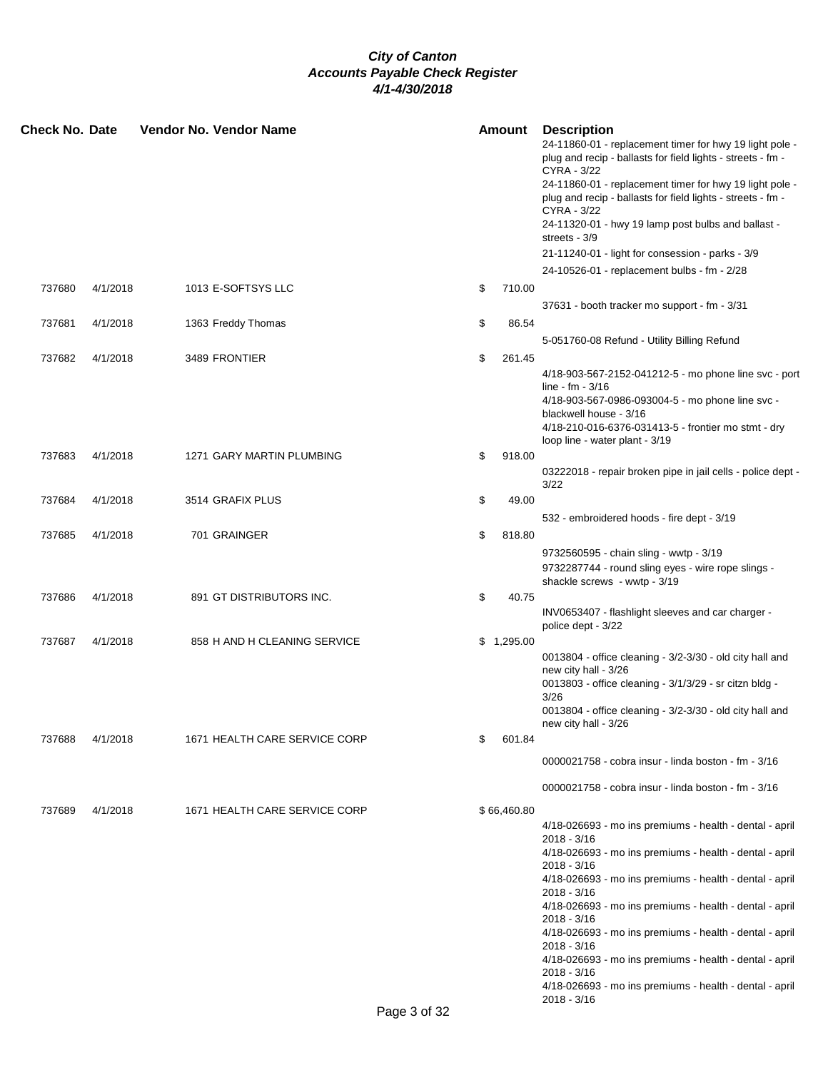# City of Canton
## Accounts Payable Check Register
### 4/1-4/30/2018

| Check No. | Date | Vendor No. | Vendor Name | Amount | Description |
|---|---|---|---|---|---|
| | | | | | 24-11860-01 - replacement timer for hwy 19 light pole - plug and recip - ballasts for field lights - streets - fm - CYRA - 3/22 |
| | | | | | 24-11860-01 - replacement timer for hwy 19 light pole - plug and recip - ballasts for field lights - streets - fm - CYRA - 3/22 |
| | | | | | 24-11320-01 - hwy 19 lamp post bulbs and ballast - streets - 3/9 |
| | | | | | 21-11240-01 - light for consession - parks - 3/9 |
| | | | | | 24-10526-01 - replacement bulbs - fm - 2/28 |
| 737680 | 4/1/2018 | 1013 | E-SOFTSYS LLC | $ 710.00 | |
| | | | | | 37631 - booth tracker mo support - fm - 3/31 |
| 737681 | 4/1/2018 | 1363 | Freddy Thomas | $ 86.54 | |
| | | | | | 5-051760-08 Refund - Utility Billing Refund |
| 737682 | 4/1/2018 | 3489 | FRONTIER | $ 261.45 | |
| | | | | | 4/18-903-567-2152-041212-5 - mo phone line svc - port line - fm - 3/16 |
| | | | | | 4/18-903-567-0986-093004-5 - mo phone line svc - blackwell house - 3/16 |
| | | | | | 4/18-210-016-6376-031413-5 - frontier mo stmt - dry loop line - water plant - 3/19 |
| 737683 | 4/1/2018 | 1271 | GARY MARTIN PLUMBING | $ 918.00 | |
| | | | | | 03222018 - repair broken pipe in jail cells - police dept - 3/22 |
| 737684 | 4/1/2018 | 3514 | GRAFIX PLUS | $ 49.00 | |
| | | | | | 532 - embroidered hoods - fire dept - 3/19 |
| 737685 | 4/1/2018 | 701 | GRAINGER | $ 818.80 | |
| | | | | | 9732560595 - chain sling - wwtp - 3/19 |
| | | | | | 9732287744 - round sling eyes - wire rope slings - shackle screws - wwtp - 3/19 |
| 737686 | 4/1/2018 | 891 | GT DISTRIBUTORS INC. | $ 40.75 | |
| | | | | | INV0653407 - flashlight sleeves and car charger - police dept - 3/22 |
| 737687 | 4/1/2018 | 858 | H AND H CLEANING SERVICE | $ 1,295.00 | |
| | | | | | 0013804 - office cleaning - 3/2-3/30 - old city hall and new city hall - 3/26 |
| | | | | | 0013803 - office cleaning - 3/1/3/29 - sr citzn bldg - 3/26 |
| | | | | | 0013804 - office cleaning - 3/2-3/30 - old city hall and new city hall - 3/26 |
| 737688 | 4/1/2018 | 1671 | HEALTH CARE SERVICE CORP | $ 601.84 | |
| | | | | | 0000021758 - cobra insur - linda boston - fm - 3/16 |
| | | | | | 0000021758 - cobra insur - linda boston - fm - 3/16 |
| 737689 | 4/1/2018 | 1671 | HEALTH CARE SERVICE CORP | $ 66,460.80 | |
| | | | | | 4/18-026693 - mo ins premiums - health - dental - april 2018 - 3/16 |
| | | | | | 4/18-026693 - mo ins premiums - health - dental - april 2018 - 3/16 |
| | | | | | 4/18-026693 - mo ins premiums - health - dental - april 2018 - 3/16 |
| | | | | | 4/18-026693 - mo ins premiums - health - dental - april 2018 - 3/16 |
| | | | | | 4/18-026693 - mo ins premiums - health - dental - april 2018 - 3/16 |
| | | | | | 4/18-026693 - mo ins premiums - health - dental - april 2018 - 3/16 |
| | | | | | 4/18-026693 - mo ins premiums - health - dental - april 2018 - 3/16 |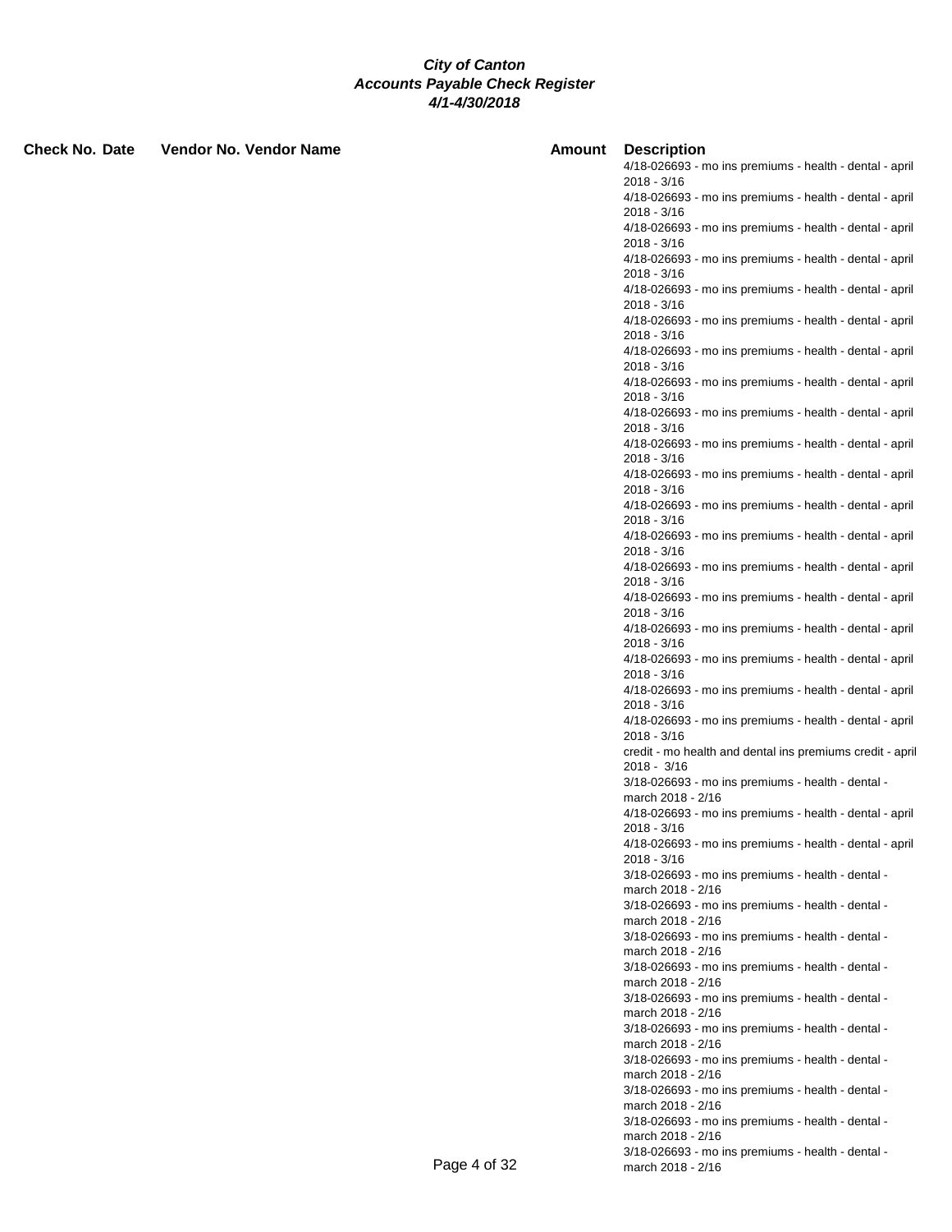# City of Canton
## Accounts Payable Check Register
### 4/1-4/30/2018

| Check No. | Date | Vendor No. | Vendor Name | Amount | Description |
|---|---|---|---|---|---|
| | | | | | 4/18-026693 - mo ins premiums - health - dental - april 2018 - 3/16 |
| | | | | | 4/18-026693 - mo ins premiums - health - dental - april 2018 - 3/16 |
| | | | | | 4/18-026693 - mo ins premiums - health - dental - april 2018 - 3/16 |
| | | | | | 4/18-026693 - mo ins premiums - health - dental - april 2018 - 3/16 |
| | | | | | 4/18-026693 - mo ins premiums - health - dental - april 2018 - 3/16 |
| | | | | | 4/18-026693 - mo ins premiums - health - dental - april 2018 - 3/16 |
| | | | | | 4/18-026693 - mo ins premiums - health - dental - april 2018 - 3/16 |
| | | | | | 4/18-026693 - mo ins premiums - health - dental - april 2018 - 3/16 |
| | | | | | 4/18-026693 - mo ins premiums - health - dental - april 2018 - 3/16 |
| | | | | | 4/18-026693 - mo ins premiums - health - dental - april 2018 - 3/16 |
| | | | | | 4/18-026693 - mo ins premiums - health - dental - april 2018 - 3/16 |
| | | | | | 4/18-026693 - mo ins premiums - health - dental - april 2018 - 3/16 |
| | | | | | 4/18-026693 - mo ins premiums - health - dental - april 2018 - 3/16 |
| | | | | | 4/18-026693 - mo ins premiums - health - dental - april 2018 - 3/16 |
| | | | | | 4/18-026693 - mo ins premiums - health - dental - april 2018 - 3/16 |
| | | | | | 4/18-026693 - mo ins premiums - health - dental - april 2018 - 3/16 |
| | | | | | 4/18-026693 - mo ins premiums - health - dental - april 2018 - 3/16 |
| | | | | | 4/18-026693 - mo ins premiums - health - dental - april 2018 - 3/16 |
| | | | | | 4/18-026693 - mo ins premiums - health - dental - april 2018 - 3/16 |
| | | | | | credit - mo health and dental ins premiums credit - april 2018 - 3/16 |
| | | | | | 3/18-026693 - mo ins premiums - health - dental - march 2018 - 2/16 |
| | | | | | 4/18-026693 - mo ins premiums - health - dental - april 2018 - 3/16 |
| | | | | | 4/18-026693 - mo ins premiums - health - dental - april 2018 - 3/16 |
| | | | | | 3/18-026693 - mo ins premiums - health - dental - march 2018 - 2/16 |
| | | | | | 3/18-026693 - mo ins premiums - health - dental - march 2018 - 2/16 |
| | | | | | 3/18-026693 - mo ins premiums - health - dental - march 2018 - 2/16 |
| | | | | | 3/18-026693 - mo ins premiums - health - dental - march 2018 - 2/16 |
| | | | | | 3/18-026693 - mo ins premiums - health - dental - march 2018 - 2/16 |
| | | | | | 3/18-026693 - mo ins premiums - health - dental - march 2018 - 2/16 |
| | | | | | 3/18-026693 - mo ins premiums - health - dental - march 2018 - 2/16 |
| | | | | | 3/18-026693 - mo ins premiums - health - dental - march 2018 - 2/16 |
| | | | | | 3/18-026693 - mo ins premiums - health - dental - march 2018 - 2/16 |
| | | | | | 3/18-026693 - mo ins premiums - health - dental - march 2018 - 2/16 |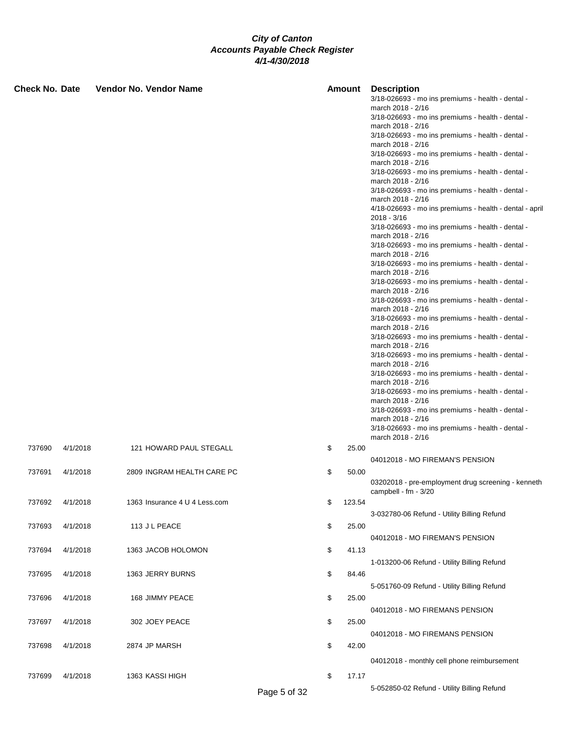# City of Canton
## Accounts Payable Check Register
### 4/1-4/30/2018

| Check No. | Date | Vendor No. | Vendor Name | Amount | Description |
|---|---|---|---|---|---|
| | | | | | 3/18-026693 - mo ins premiums - health - dental - march 2018 - 2/16 |
| | | | | | 3/18-026693 - mo ins premiums - health - dental - march 2018 - 2/16 |
| | | | | | 3/18-026693 - mo ins premiums - health - dental - march 2018 - 2/16 |
| | | | | | 3/18-026693 - mo ins premiums - health - dental - march 2018 - 2/16 |
| | | | | | 3/18-026693 - mo ins premiums - health - dental - march 2018 - 2/16 |
| | | | | | 3/18-026693 - mo ins premiums - health - dental - march 2018 - 2/16 |
| | | | | | 4/18-026693 - mo ins premiums - health - dental - april 2018 - 3/16 |
| | | | | | 3/18-026693 - mo ins premiums - health - dental - march 2018 - 2/16 |
| | | | | | 3/18-026693 - mo ins premiums - health - dental - march 2018 - 2/16 |
| | | | | | 3/18-026693 - mo ins premiums - health - dental - march 2018 - 2/16 |
| | | | | | 3/18-026693 - mo ins premiums - health - dental - march 2018 - 2/16 |
| | | | | | 3/18-026693 - mo ins premiums - health - dental - march 2018 - 2/16 |
| | | | | | 3/18-026693 - mo ins premiums - health - dental - march 2018 - 2/16 |
| | | | | | 3/18-026693 - mo ins premiums - health - dental - march 2018 - 2/16 |
| | | | | | 3/18-026693 - mo ins premiums - health - dental - march 2018 - 2/16 |
| | | | | | 3/18-026693 - mo ins premiums - health - dental - march 2018 - 2/16 |
| | | | | | 3/18-026693 - mo ins premiums - health - dental - march 2018 - 2/16 |
| | | | | | 3/18-026693 - mo ins premiums - health - dental - march 2018 - 2/16 |
| | | | | | 3/18-026693 - mo ins premiums - health - dental - march 2018 - 2/16 |
| 737690 | 4/1/2018 | 121 | HOWARD PAUL STEGALL | $ 25.00 | 04012018 - MO FIREMAN'S PENSION |
| 737691 | 4/1/2018 | 2809 | INGRAM HEALTH CARE PC | $ 50.00 | 03202018 - pre-employment drug screening - kenneth campbell - fm - 3/20 |
| 737692 | 4/1/2018 | 1363 | Insurance 4 U 4 Less.com | $ 123.54 | 3-032780-06 Refund - Utility Billing Refund |
| 737693 | 4/1/2018 | 113 | J L PEACE | $ 25.00 | 04012018 - MO FIREMAN'S PENSION |
| 737694 | 4/1/2018 | 1363 | JACOB HOLOMON | $ 41.13 | 1-013200-06 Refund - Utility Billing Refund |
| 737695 | 4/1/2018 | 1363 | JERRY BURNS | $ 84.46 | 5-051760-09 Refund - Utility Billing Refund |
| 737696 | 4/1/2018 | 168 | JIMMY PEACE | $ 25.00 | 04012018 - MO FIREMANS PENSION |
| 737697 | 4/1/2018 | 302 | JOEY PEACE | $ 25.00 | 04012018 - MO FIREMANS PENSION |
| 737698 | 4/1/2018 | 2874 | JP MARSH | $ 42.00 | 04012018 - monthly cell phone reimbursement |
| 737699 | 4/1/2018 | 1363 | KASSI HIGH | $ 17.17 | 5-052850-02 Refund - Utility Billing Refund |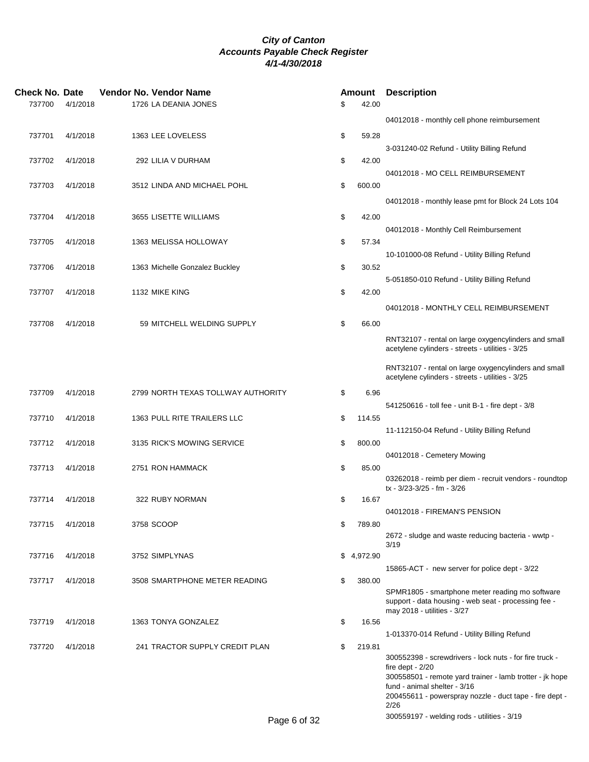***City of Canton***
***Accounts Payable Check Register***
***4/1-4/30/2018***

| Check No. | Date | Vendor No. | Vendor Name | Amount | Description |
|---|---|---|---|---|---|
| 737700 | 4/1/2018 | 1726 | LA DEANIA JONES | $ 42.00 | 04012018 - monthly cell phone reimbursement |
| 737701 | 4/1/2018 | 1363 | LEE LOVELESS | $ 59.28 | 3-031240-02 Refund - Utility Billing Refund |
| 737702 | 4/1/2018 | 292 | LILIA V DURHAM | $ 42.00 | 04012018 - MO CELL REIMBURSEMENT |
| 737703 | 4/1/2018 | 3512 | LINDA AND MICHAEL POHL | $ 600.00 | 04012018 - monthly lease pmt for Block 24 Lots 104 |
| 737704 | 4/1/2018 | 3655 | LISETTE WILLIAMS | $ 42.00 | 04012018 - Monthly Cell Reimbursement |
| 737705 | 4/1/2018 | 1363 | MELISSA HOLLOWAY | $ 57.34 | 10-101000-08 Refund - Utility Billing Refund |
| 737706 | 4/1/2018 | 1363 | Michelle Gonzalez Buckley | $ 30.52 | 5-051850-010 Refund - Utility Billing Refund |
| 737707 | 4/1/2018 | 1132 | MIKE KING | $ 42.00 | 04012018 - MONTHLY CELL REIMBURSEMENT |
| 737708 | 4/1/2018 | 59 | MITCHELL WELDING SUPPLY | $ 66.00 | RNT32107 - rental on large oxygencylinders and small acetylene cylinders - streets - utilities - 3/25 |
| | | | | | RNT32107 - rental on large oxygencylinders and small acetylene cylinders - streets - utilities - 3/25 |
| 737709 | 4/1/2018 | 2799 | NORTH TEXAS TOLLWAY AUTHORITY | $ 6.96 | 541250616 - toll fee - unit B-1 - fire dept - 3/8 |
| 737710 | 4/1/2018 | 1363 | PULL RITE TRAILERS LLC | $ 114.55 | 11-112150-04 Refund - Utility Billing Refund |
| 737712 | 4/1/2018 | 3135 | RICK'S MOWING SERVICE | $ 800.00 | 04012018 - Cemetery Mowing |
| 737713 | 4/1/2018 | 2751 | RON HAMMACK | $ 85.00 | 03262018 - reimb per diem - recruit vendors - roundtop tx - 3/23-3/25 - fm - 3/26 |
| 737714 | 4/1/2018 | 322 | RUBY NORMAN | $ 16.67 | 04012018 - FIREMAN'S PENSION |
| 737715 | 4/1/2018 | 3758 | SCOOP | $ 789.80 | 2672 - sludge and waste reducing bacteria - wwtp - 3/19 |
| 737716 | 4/1/2018 | 3752 | SIMPLYNAS | $ 4,972.90 | 15865-ACT - new server for police dept - 3/22 |
| 737717 | 4/1/2018 | 3508 | SMARTPHONE METER READING | $ 380.00 | SPMR1805 - smartphone meter reading mo software support - data housing - web seat - processing fee - may 2018 - utilities - 3/27 |
| 737719 | 4/1/2018 | 1363 | TONYA GONZALEZ | $ 16.56 | 1-013370-014 Refund - Utility Billing Refund |
| 737720 | 4/1/2018 | 241 | TRACTOR SUPPLY CREDIT PLAN | $ 219.81 | 300552398 - screwdrivers - lock nuts - for fire truck - fire dept - 2/20 |
| | | | | | 300558501 - remote yard trainer - lamb trotter - jk hope fund - animal shelter - 3/16 |
| | | | | | 200455611 - powerspray nozzle - duct tape - fire dept - 2/26 |
| | | | | | 300559197 - welding rods - utilities - 3/19 |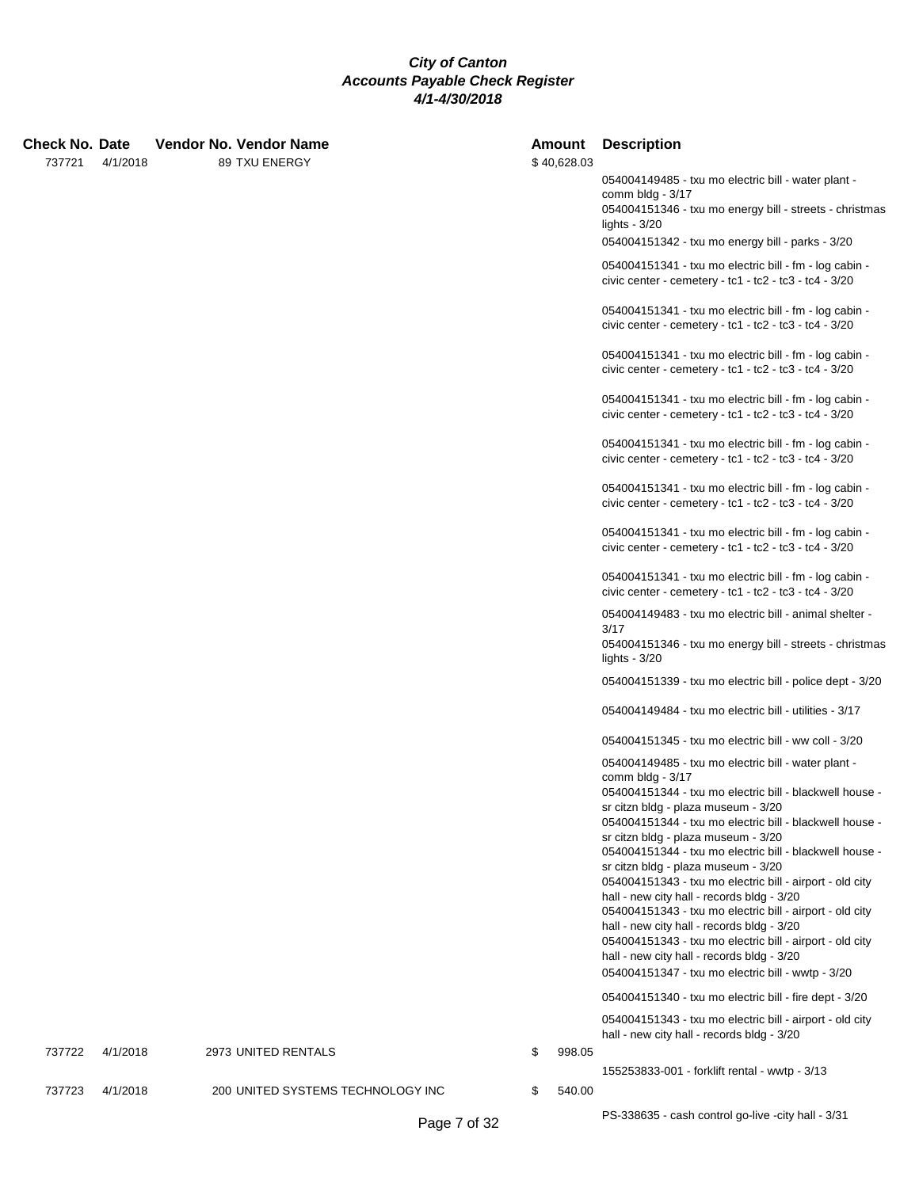***City of Canton***
***Accounts Payable Check Register***
***4/1-4/30/2018***

| Check No. | Date | Vendor No. | Vendor Name | Amount | Description |
|---|---|---|---|---|---|
| 737721 | 4/1/2018 | 89 | TXU ENERGY | $ 40,628.03 | |
| | | | | | 054004149485 - txu mo electric bill - water plant - comm bldg - 3/17 |
| | | | | | 054004151346 - txu mo energy bill - streets - christmas lights - 3/20 |
| | | | | | 054004151342 - txu mo energy bill - parks - 3/20 |
| | | | | | 054004151341 - txu mo electric bill - fm - log cabin - civic center - cemetery - tc1 - tc2 - tc3 - tc4 - 3/20 |
| | | | | | 054004151341 - txu mo electric bill - fm - log cabin - civic center - cemetery - tc1 - tc2 - tc3 - tc4 - 3/20 |
| | | | | | 054004151341 - txu mo electric bill - fm - log cabin - civic center - cemetery - tc1 - tc2 - tc3 - tc4 - 3/20 |
| | | | | | 054004151341 - txu mo electric bill - fm - log cabin - civic center - cemetery - tc1 - tc2 - tc3 - tc4 - 3/20 |
| | | | | | 054004151341 - txu mo electric bill - fm - log cabin - civic center - cemetery - tc1 - tc2 - tc3 - tc4 - 3/20 |
| | | | | | 054004151341 - txu mo electric bill - fm - log cabin - civic center - cemetery - tc1 - tc2 - tc3 - tc4 - 3/20 |
| | | | | | 054004151341 - txu mo electric bill - fm - log cabin - civic center - cemetery - tc1 - tc2 - tc3 - tc4 - 3/20 |
| | | | | | 054004151341 - txu mo electric bill - fm - log cabin - civic center - cemetery - tc1 - tc2 - tc3 - tc4 - 3/20 |
| | | | | | 054004149483 - txu mo electric bill - animal shelter - 3/17 |
| | | | | | 054004151346 - txu mo energy bill - streets - christmas lights - 3/20 |
| | | | | | 054004151339 - txu mo electric bill - police dept - 3/20 |
| | | | | | 054004149484 - txu mo electric bill - utilities - 3/17 |
| | | | | | 054004151345 - txu mo electric bill - ww coll - 3/20 |
| | | | | | 054004149485 - txu mo electric bill - water plant - comm bldg - 3/17 |
| | | | | | 054004151344 - txu mo electric bill - blackwell house - sr citzn bldg - plaza museum - 3/20 |
| | | | | | 054004151344 - txu mo electric bill - blackwell house - sr citzn bldg - plaza museum - 3/20 |
| | | | | | 054004151344 - txu mo electric bill - blackwell house - sr citzn bldg - plaza museum - 3/20 |
| | | | | | 054004151343 - txu mo electric bill - airport - old city hall - new city hall - records bldg - 3/20 |
| | | | | | 054004151343 - txu mo electric bill - airport - old city hall - new city hall - records bldg - 3/20 |
| | | | | | 054004151343 - txu mo electric bill - airport - old city hall - new city hall - records bldg - 3/20 |
| | | | | | 054004151347 - txu mo electric bill - wwtp - 3/20 |
| | | | | | 054004151340 - txu mo electric bill - fire dept - 3/20 |
| | | | | | 054004151343 - txu mo electric bill - airport - old city hall - new city hall - records bldg - 3/20 |
| 737722 | 4/1/2018 | 2973 | UNITED RENTALS | $ 998.05 | |
| | | | | | 155253833-001 - forklift rental - wwtp - 3/13 |
| 737723 | 4/1/2018 | 200 | UNITED SYSTEMS TECHNOLOGY INC | $ 540.00 | |
| | | | | | PS-338635 - cash control go-live -city hall - 3/31 |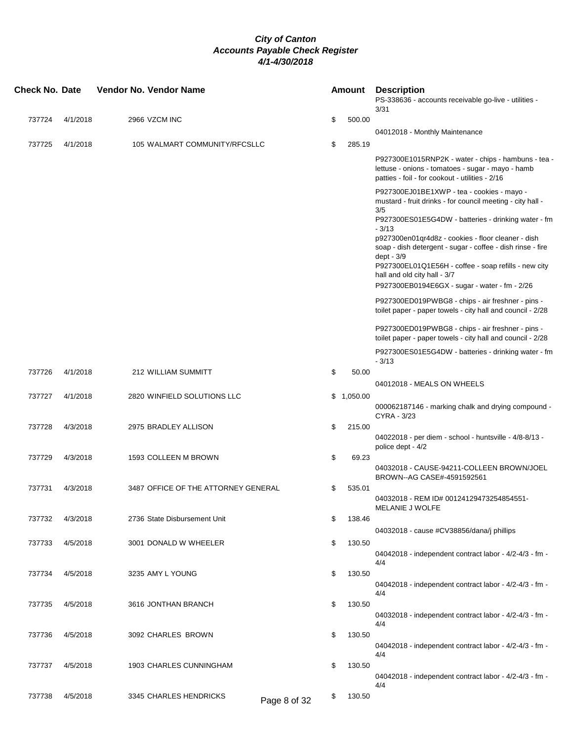# City of Canton
## Accounts Payable Check Register
### 4/1-4/30/2018

| Check No. | Date | Vendor No. | Vendor Name | Amount | Description |
|---|---|---|---|---|---|
| | | | | | PS-338636 - accounts receivable go-live - utilities - 3/31 |
| 737724 | 4/1/2018 | 2966 | VZCM INC | $ 500.00 | 04012018 - Monthly Maintenance |
| 737725 | 4/1/2018 | 105 | WALMART COMMUNITY/RFCSLLC | $ 285.19 | P927300E1015RNP2K - water - chips - hambuns - tea - lettuce - onions - tomatoes - sugar - mayo - hamb patties - foil - for cookout - utilities - 2/16<br>P927300EJ01BE1XWP - tea - cookies - mayo - mustard - fruit drinks - for council meeting - city hall - 3/5<br>P927300ES01E5G4DW - batteries - drinking water - fm - 3/13<br>p927300en01qr4d8z - cookies - floor cleaner - dish soap - dish detergent - sugar - coffee - dish rinse - fire dept - 3/9<br>P927300EL01Q1E56H - coffee - soap refills - new city hall and old city hall - 3/7<br>P927300EB0194E6GX - sugar - water - fm - 2/26<br>P927300ED019PWBG8 - chips - air freshner - pins - toilet paper - paper towels - city hall and council - 2/28<br>P927300ED019PWBG8 - chips - air freshner - pins - toilet paper - paper towels - city hall and council - 2/28<br>P927300ES01E5G4DW - batteries - drinking water - fm - 3/13 |
| 737726 | 4/1/2018 | 212 | WILLIAM SUMMITT | $ 50.00 | 04012018 - MEALS ON WHEELS |
| 737727 | 4/1/2018 | 2820 | WINFIELD SOLUTIONS LLC | $ 1,050.00 | 000062187146 - marking chalk and drying compound - CYRA - 3/23 |
| 737728 | 4/3/2018 | 2975 | BRADLEY ALLISON | $ 215.00 | 04022018 - per diem - school - huntsville - 4/8-8/13 - police dept - 4/2 |
| 737729 | 4/3/2018 | 1593 | COLLEEN M BROWN | $ 69.23 | 04032018 - CAUSE-94211-COLLEEN BROWN/JOEL BROWN--AG CASE#-4591592561 |
| 737731 | 4/3/2018 | 3487 | OFFICE OF THE ATTORNEY GENERAL | $ 535.01 | 04032018 - REM ID# 00124129473254854551- MELANIE J WOLFE |
| 737732 | 4/3/2018 | 2736 | State Disbursement Unit | $ 138.46 | 04032018 - cause #CV38856/dana/j phillips |
| 737733 | 4/5/2018 | 3001 | DONALD W WHEELER | $ 130.50 | 04042018 - independent contract labor - 4/2-4/3 - fm - 4/4 |
| 737734 | 4/5/2018 | 3235 | AMY L YOUNG | $ 130.50 | 04042018 - independent contract labor - 4/2-4/3 - fm - 4/4 |
| 737735 | 4/5/2018 | 3616 | JONTHAN BRANCH | $ 130.50 | 04032018 - independent contract labor - 4/2-4/3 - fm - 4/4 |
| 737736 | 4/5/2018 | 3092 | CHARLES BROWN | $ 130.50 | 04042018 - independent contract labor - 4/2-4/3 - fm - 4/4 |
| 737737 | 4/5/2018 | 1903 | CHARLES CUNNINGHAM | $ 130.50 | 04042018 - independent contract labor - 4/2-4/3 - fm - 4/4 |
| 737738 | 4/5/2018 | 3345 | CHARLES HENDRICKS | $ 130.50 | |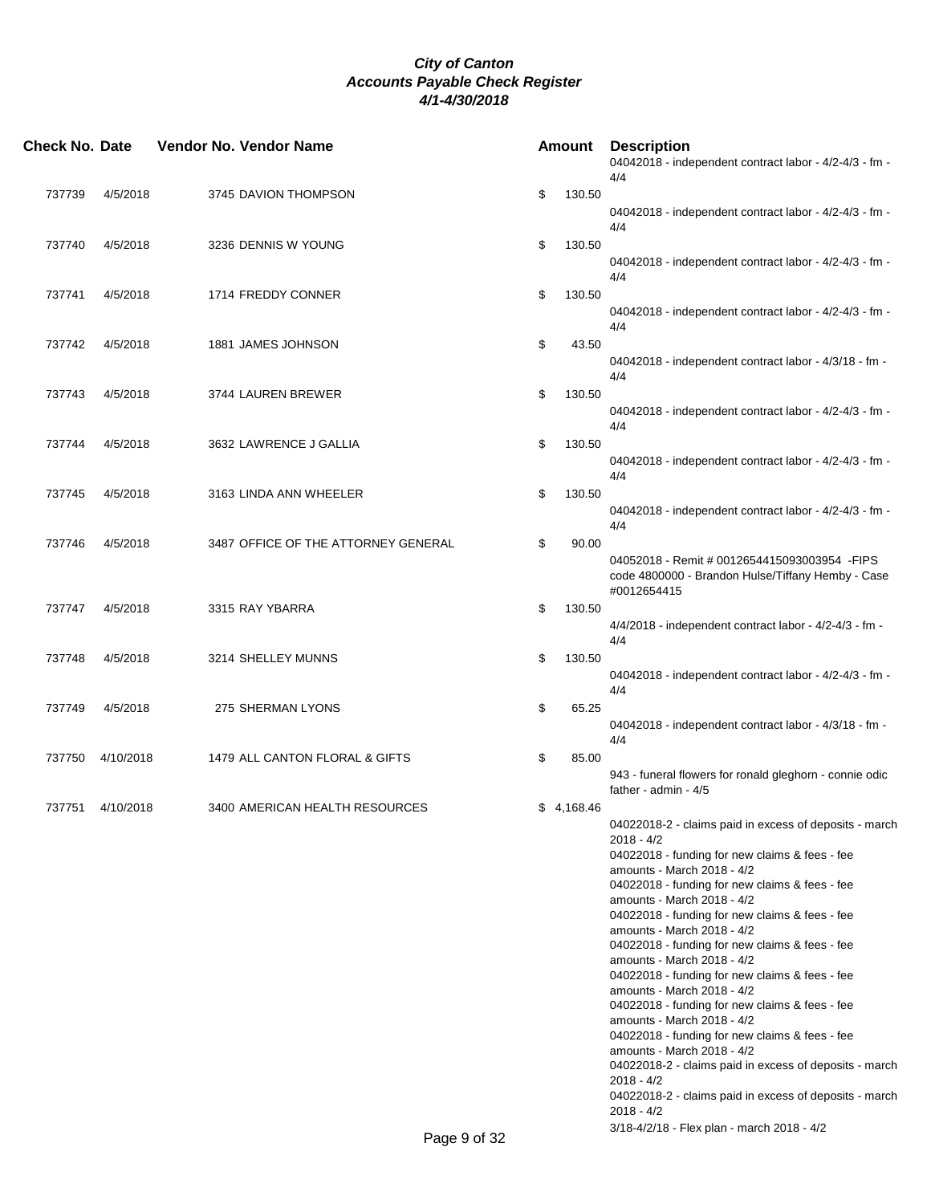# City of Canton
## Accounts Payable Check Register
### 4/1-4/30/2018

| Check No. | Date | Vendor No. | Vendor Name | Amount | Description |
|---|---|---|---|---|---|
| | | | | | 04042018 - independent contract labor - 4/2-4/3 - fm - 4/4 |
| 737739 | 4/5/2018 | 3745 | DAVION THOMPSON | $ 130.50 | 04042018 - independent contract labor - 4/2-4/3 - fm - 4/4 |
| 737740 | 4/5/2018 | 3236 | DENNIS W YOUNG | $ 130.50 | 04042018 - independent contract labor - 4/2-4/3 - fm - 4/4 |
| 737741 | 4/5/2018 | 1714 | FREDDY CONNER | $ 130.50 | 04042018 - independent contract labor - 4/2-4/3 - fm - 4/4 |
| 737742 | 4/5/2018 | 1881 | JAMES JOHNSON | $ 43.50 | 04042018 - independent contract labor - 4/3/18 - fm - 4/4 |
| 737743 | 4/5/2018 | 3744 | LAUREN BREWER | $ 130.50 | 04042018 - independent contract labor - 4/2-4/3 - fm - 4/4 |
| 737744 | 4/5/2018 | 3632 | LAWRENCE J GALLIA | $ 130.50 | 04042018 - independent contract labor - 4/2-4/3 - fm - 4/4 |
| 737745 | 4/5/2018 | 3163 | LINDA ANN WHEELER | $ 130.50 | 04042018 - independent contract labor - 4/2-4/3 - fm - 4/4 |
| 737746 | 4/5/2018 | 3487 | OFFICE OF THE ATTORNEY GENERAL | $ 90.00 | 04052018 - Remit # 0012654415093003954 -FIPS code 4800000 - Brandon Hulse/Tiffany Hemby - Case #0012654415 |
| 737747 | 4/5/2018 | 3315 | RAY YBARRA | $ 130.50 | 4/4/2018 - independent contract labor - 4/2-4/3 - fm - 4/4 |
| 737748 | 4/5/2018 | 3214 | SHELLEY MUNNS | $ 130.50 | 04042018 - independent contract labor - 4/2-4/3 - fm - 4/4 |
| 737749 | 4/5/2018 | 275 | SHERMAN LYONS | $ 65.25 | 04042018 - independent contract labor - 4/3/18 - fm - 4/4 |
| 737750 | 4/10/2018 | 1479 | ALL CANTON FLORAL & GIFTS | $ 85.00 | 943 - funeral flowers for ronald gleghorn - connie odic father - admin - 4/5 |
| 737751 | 4/10/2018 | 3400 | AMERICAN HEALTH RESOURCES | $ 4,168.46 | 04022018-2 - claims paid in excess of deposits - march 2018 - 4/2 |
| | | | | | 04022018 - funding for new claims & fees - fee amounts - March 2018 - 4/2 |
| | | | | | 04022018 - funding for new claims & fees - fee amounts - March 2018 - 4/2 |
| | | | | | 04022018 - funding for new claims & fees - fee amounts - March 2018 - 4/2 |
| | | | | | 04022018 - funding for new claims & fees - fee amounts - March 2018 - 4/2 |
| | | | | | 04022018 - funding for new claims & fees - fee amounts - March 2018 - 4/2 |
| | | | | | 04022018 - funding for new claims & fees - fee amounts - March 2018 - 4/2 |
| | | | | | 04022018 - funding for new claims & fees - fee amounts - March 2018 - 4/2 |
| | | | | | 04022018-2 - claims paid in excess of deposits - march 2018 - 4/2 |
| | | | | | 04022018-2 - claims paid in excess of deposits - march 2018 - 4/2 |
| | | | | | 3/18-4/2/18 - Flex plan - march 2018 - 4/2 |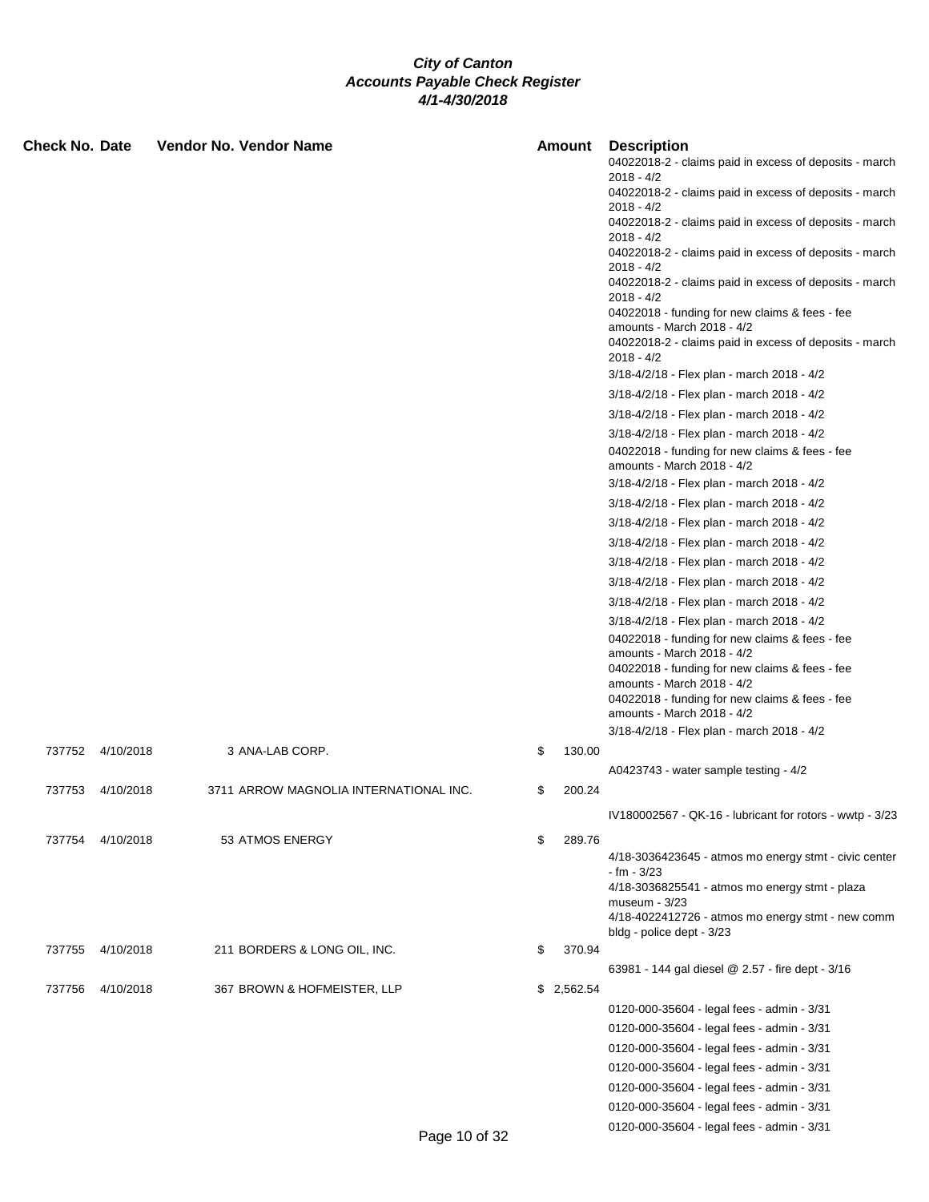***City of Canton***
***Accounts Payable Check Register***
***4/1-4/30/2018***

| Check No. | Date | Vendor No. | Vendor Name | Amount | Description |
|---|---|---|---|---|---|
| | | | | | 04022018-2 - claims paid in excess of deposits - march 2018 - 4/2 |
| | | | | | 04022018-2 - claims paid in excess of deposits - march 2018 - 4/2 |
| | | | | | 04022018-2 - claims paid in excess of deposits - march 2018 - 4/2 |
| | | | | | 04022018-2 - claims paid in excess of deposits - march 2018 - 4/2 |
| | | | | | 04022018-2 - claims paid in excess of deposits - march 2018 - 4/2 |
| | | | | | 04022018 - funding for new claims & fees - fee amounts - March 2018 - 4/2 |
| | | | | | 04022018-2 - claims paid in excess of deposits - march 2018 - 4/2 |
| | | | | | 3/18-4/2/18 - Flex plan - march 2018 - 4/2 |
| | | | | | 3/18-4/2/18 - Flex plan - march 2018 - 4/2 |
| | | | | | 3/18-4/2/18 - Flex plan - march 2018 - 4/2 |
| | | | | | 3/18-4/2/18 - Flex plan - march 2018 - 4/2 |
| | | | | | 04022018 - funding for new claims & fees - fee amounts - March 2018 - 4/2 |
| | | | | | 3/18-4/2/18 - Flex plan - march 2018 - 4/2 |
| | | | | | 3/18-4/2/18 - Flex plan - march 2018 - 4/2 |
| | | | | | 3/18-4/2/18 - Flex plan - march 2018 - 4/2 |
| | | | | | 3/18-4/2/18 - Flex plan - march 2018 - 4/2 |
| | | | | | 3/18-4/2/18 - Flex plan - march 2018 - 4/2 |
| | | | | | 3/18-4/2/18 - Flex plan - march 2018 - 4/2 |
| | | | | | 3/18-4/2/18 - Flex plan - march 2018 - 4/2 |
| | | | | | 3/18-4/2/18 - Flex plan - march 2018 - 4/2 |
| | | | | | 04022018 - funding for new claims & fees - fee amounts - March 2018 - 4/2 |
| | | | | | 04022018 - funding for new claims & fees - fee amounts - March 2018 - 4/2 |
| | | | | | 04022018 - funding for new claims & fees - fee amounts - March 2018 - 4/2 |
| | | | | | 3/18-4/2/18 - Flex plan - march 2018 - 4/2 |
| 737752 | 4/10/2018 | 3 | ANA-LAB CORP. | $ 130.00 | |
| | | | | | A0423743 - water sample testing - 4/2 |
| 737753 | 4/10/2018 | 3711 | ARROW MAGNOLIA INTERNATIONAL INC. | $ 200.24 | |
| | | | | | IV180002567 - QK-16 - lubricant for rotors - wwtp - 3/23 |
| 737754 | 4/10/2018 | 53 | ATMOS ENERGY | $ 289.76 | |
| | | | | | 4/18-3036423645 - atmos mo energy stmt - civic center - fm - 3/23 |
| | | | | | 4/18-3036825541 - atmos mo energy stmt - plaza museum - 3/23 |
| | | | | | 4/18-4022412726 - atmos mo energy stmt - new comm bldg - police dept - 3/23 |
| 737755 | 4/10/2018 | 211 | BORDERS & LONG OIL, INC. | $ 370.94 | |
| | | | | | 63981 - 144 gal diesel @ 2.57 - fire dept - 3/16 |
| 737756 | 4/10/2018 | 367 | BROWN & HOFMEISTER, LLP | $ 2,562.54 | |
| | | | | | 0120-000-35604 - legal fees - admin - 3/31 |
| | | | | | 0120-000-35604 - legal fees - admin - 3/31 |
| | | | | | 0120-000-35604 - legal fees - admin - 3/31 |
| | | | | | 0120-000-35604 - legal fees - admin - 3/31 |
| | | | | | 0120-000-35604 - legal fees - admin - 3/31 |
| | | | | | 0120-000-35604 - legal fees - admin - 3/31 |
| | | | | | 0120-000-35604 - legal fees - admin - 3/31 |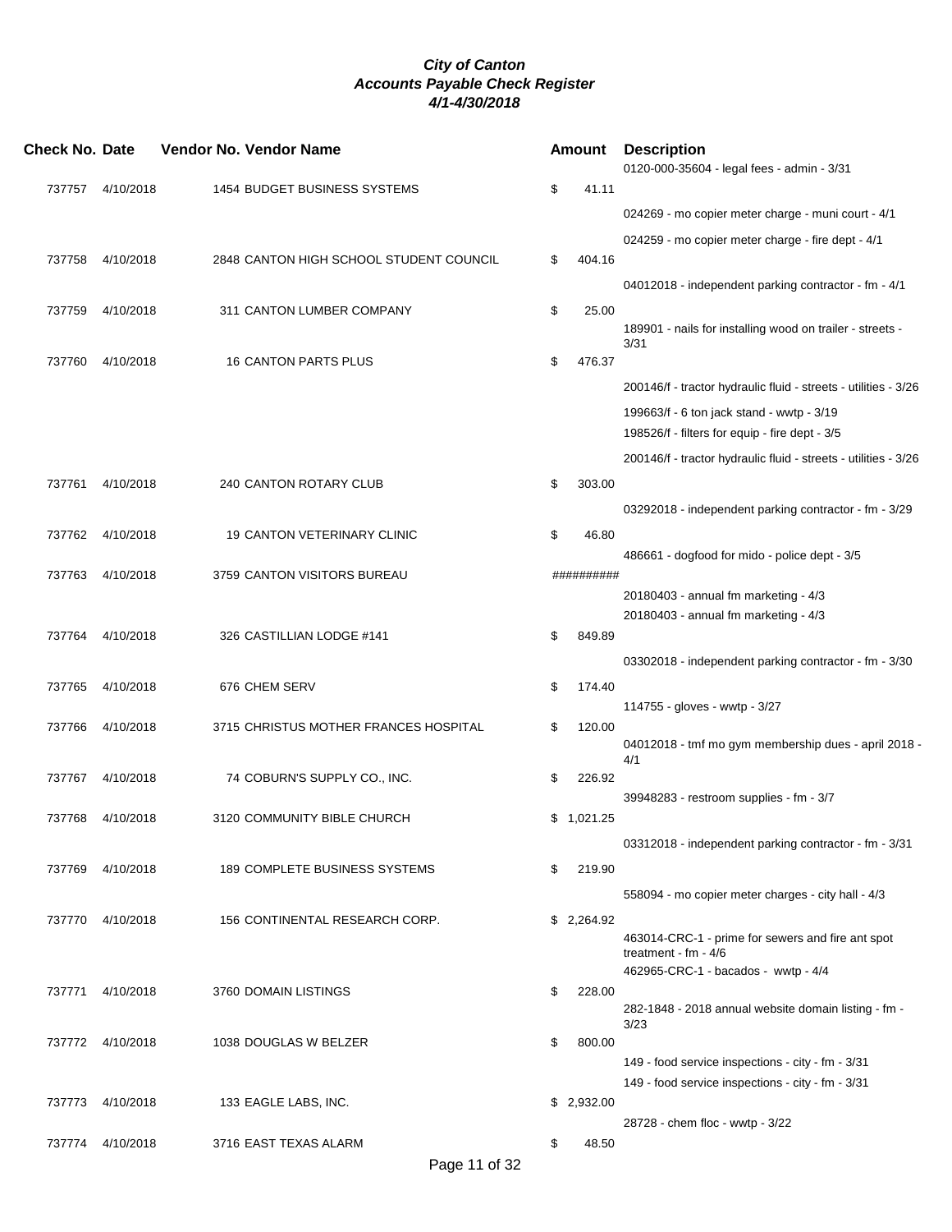**City of Canton**
**Accounts Payable Check Register**
**4/1-4/30/2018**

| Check No. | Date | Vendor No. | Vendor Name | Amount | Description |
|---|---|---|---|---|---|
| | | | | | 0120-000-35604 - legal fees - admin - 3/31 |
| 737757 | 4/10/2018 | 1454 | BUDGET BUSINESS SYSTEMS | $ 41.11 | |
| | | | | | 024269 - mo copier meter charge - muni court - 4/1 |
| | | | | | 024259 - mo copier meter charge - fire dept - 4/1 |
| 737758 | 4/10/2018 | 2848 | CANTON HIGH SCHOOL STUDENT COUNCIL | $ 404.16 | |
| | | | | | 04012018 - independent parking contractor - fm - 4/1 |
| 737759 | 4/10/2018 | 311 | CANTON LUMBER COMPANY | $ 25.00 | |
| | | | | | 189901 - nails for installing wood on trailer - streets - 3/31 |
| 737760 | 4/10/2018 | 16 | CANTON PARTS PLUS | $ 476.37 | |
| | | | | | 200146/f - tractor hydraulic fluid - streets - utilities - 3/26 |
| | | | | | 199663/f - 6 ton jack stand - wwtp - 3/19 |
| | | | | | 198526/f - filters for equip - fire dept - 3/5 |
| | | | | | 200146/f - tractor hydraulic fluid - streets - utilities - 3/26 |
| 737761 | 4/10/2018 | 240 | CANTON ROTARY CLUB | $ 303.00 | |
| | | | | | 03292018 - independent parking contractor - fm - 3/29 |
| 737762 | 4/10/2018 | 19 | CANTON VETERINARY CLINIC | $ 46.80 | |
| | | | | | 486661 - dogfood for mido - police dept - 3/5 |
| 737763 | 4/10/2018 | 3759 | CANTON VISITORS BUREAU | ########## | |
| | | | | | 20180403 - annual fm marketing - 4/3 |
| | | | | | 20180403 - annual fm marketing - 4/3 |
| 737764 | 4/10/2018 | 326 | CASTILLIAN LODGE #141 | $ 849.89 | |
| | | | | | 03302018 - independent parking contractor - fm - 3/30 |
| 737765 | 4/10/2018 | 676 | CHEM SERV | $ 174.40 | |
| | | | | | 114755 - gloves - wwtp - 3/27 |
| 737766 | 4/10/2018 | 3715 | CHRISTUS MOTHER FRANCES HOSPITAL | $ 120.00 | |
| | | | | | 04012018 - tmf mo gym membership dues - april 2018 - 4/1 |
| 737767 | 4/10/2018 | 74 | COBURN'S SUPPLY CO., INC. | $ 226.92 | |
| | | | | | 39948283 - restroom supplies - fm - 3/7 |
| 737768 | 4/10/2018 | 3120 | COMMUNITY BIBLE CHURCH | $ 1,021.25 | |
| | | | | | 03312018 - independent parking contractor - fm - 3/31 |
| 737769 | 4/10/2018 | 189 | COMPLETE BUSINESS SYSTEMS | $ 219.90 | |
| | | | | | 558094 - mo copier meter charges - city hall - 4/3 |
| 737770 | 4/10/2018 | 156 | CONTINENTAL RESEARCH CORP. | $ 2,264.92 | |
| | | | | | 463014-CRC-1 - prime for sewers and fire ant spot treatment - fm - 4/6 |
| | | | | | 462965-CRC-1 - bacados - wwtp - 4/4 |
| 737771 | 4/10/2018 | 3760 | DOMAIN LISTINGS | $ 228.00 | |
| | | | | | 282-1848 - 2018 annual website domain listing - fm - 3/23 |
| 737772 | 4/10/2018 | 1038 | DOUGLAS W BELZER | $ 800.00 | |
| | | | | | 149 - food service inspections - city - fm - 3/31 |
| | | | | | 149 - food service inspections - city - fm - 3/31 |
| 737773 | 4/10/2018 | 133 | EAGLE LABS, INC. | $ 2,932.00 | |
| | | | | | 28728 - chem floc - wwtp - 3/22 |
| 737774 | 4/10/2018 | 3716 | EAST TEXAS ALARM | $ 48.50 | |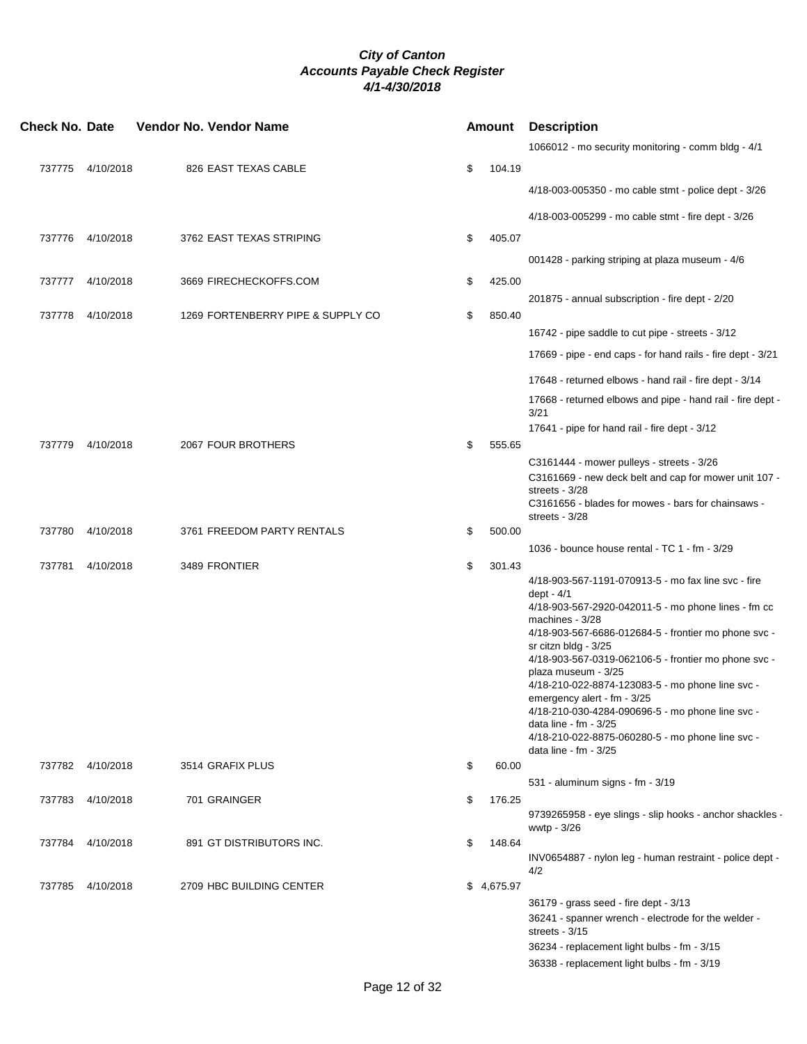# City of Canton
## Accounts Payable Check Register
### 4/1-4/30/2018

| Check No. | Date | Vendor No. | Vendor Name | Amount | Description |
|---|---|---|---|---|---|
| | | | | | 1066012 - mo security monitoring - comm bldg - 4/1 |
| 737775 | 4/10/2018 | 826 | EAST TEXAS CABLE | $ 104.19 | |
| | | | | | 4/18-003-005350 - mo cable stmt - police dept - 3/26 |
| | | | | | 4/18-003-005299 - mo cable stmt - fire dept - 3/26 |
| 737776 | 4/10/2018 | 3762 | EAST TEXAS STRIPING | $ 405.07 | |
| | | | | | 001428 - parking striping at plaza museum - 4/6 |
| 737777 | 4/10/2018 | 3669 | FIRECHECKOFFS.COM | $ 425.00 | |
| | | | | | 201875 - annual subscription - fire dept - 2/20 |
| 737778 | 4/10/2018 | 1269 | FORTENBERRY PIPE & SUPPLY CO | $ 850.40 | |
| | | | | | 16742 - pipe saddle to cut pipe - streets - 3/12 |
| | | | | | 17669 - pipe - end caps - for hand rails - fire dept - 3/21 |
| | | | | | 17648 - returned elbows - hand rail - fire dept - 3/14 |
| | | | | | 17668 - returned elbows and pipe - hand rail - fire dept - 3/21 |
| | | | | | 17641 - pipe for hand rail - fire dept - 3/12 |
| 737779 | 4/10/2018 | 2067 | FOUR BROTHERS | $ 555.65 | |
| | | | | | C3161444 - mower pulleys - streets - 3/26 |
| | | | | | C3161669 - new deck belt and cap for mower unit 107 - streets - 3/28 |
| | | | | | C3161656 - blades for mowes - bars for chainsaws - streets - 3/28 |
| 737780 | 4/10/2018 | 3761 | FREEDOM PARTY RENTALS | $ 500.00 | |
| | | | | | 1036 - bounce house rental - TC 1 - fm - 3/29 |
| 737781 | 4/10/2018 | 3489 | FRONTIER | $ 301.43 | |
| | | | | | 4/18-903-567-1191-070913-5 - mo fax line svc - fire dept - 4/1 |
| | | | | | 4/18-903-567-2920-042011-5 - mo phone lines - fm cc machines - 3/28 |
| | | | | | 4/18-903-567-6686-012684-5 - frontier mo phone svc - sr citzn bldg - 3/25 |
| | | | | | 4/18-903-567-0319-062106-5 - frontier mo phone svc - plaza museum - 3/25 |
| | | | | | 4/18-210-022-8874-123083-5 - mo phone line svc - emergency alert - fm - 3/25 |
| | | | | | 4/18-210-030-4284-090696-5 - mo phone line svc - data line - fm - 3/25 |
| | | | | | 4/18-210-022-8875-060280-5 - mo phone line svc - data line - fm - 3/25 |
| 737782 | 4/10/2018 | 3514 | GRAFIX PLUS | $ 60.00 | |
| | | | | | 531 - aluminum signs - fm - 3/19 |
| 737783 | 4/10/2018 | 701 | GRAINGER | $ 176.25 | |
| | | | | | 9739265958 - eye slings - slip hooks - anchor shackles - wwtp - 3/26 |
| 737784 | 4/10/2018 | 891 | GT DISTRIBUTORS INC. | $ 148.64 | |
| | | | | | INV0654887 - nylon leg - human restraint - police dept - 4/2 |
| 737785 | 4/10/2018 | 2709 | HBC BUILDING CENTER | $ 4,675.97 | |
| | | | | | 36179 - grass seed - fire dept - 3/13 |
| | | | | | 36241 - spanner wrench - electrode for the welder - streets - 3/15 |
| | | | | | 36234 - replacement light bulbs - fm - 3/15 |
| | | | | | 36338 - replacement light bulbs - fm - 3/19 |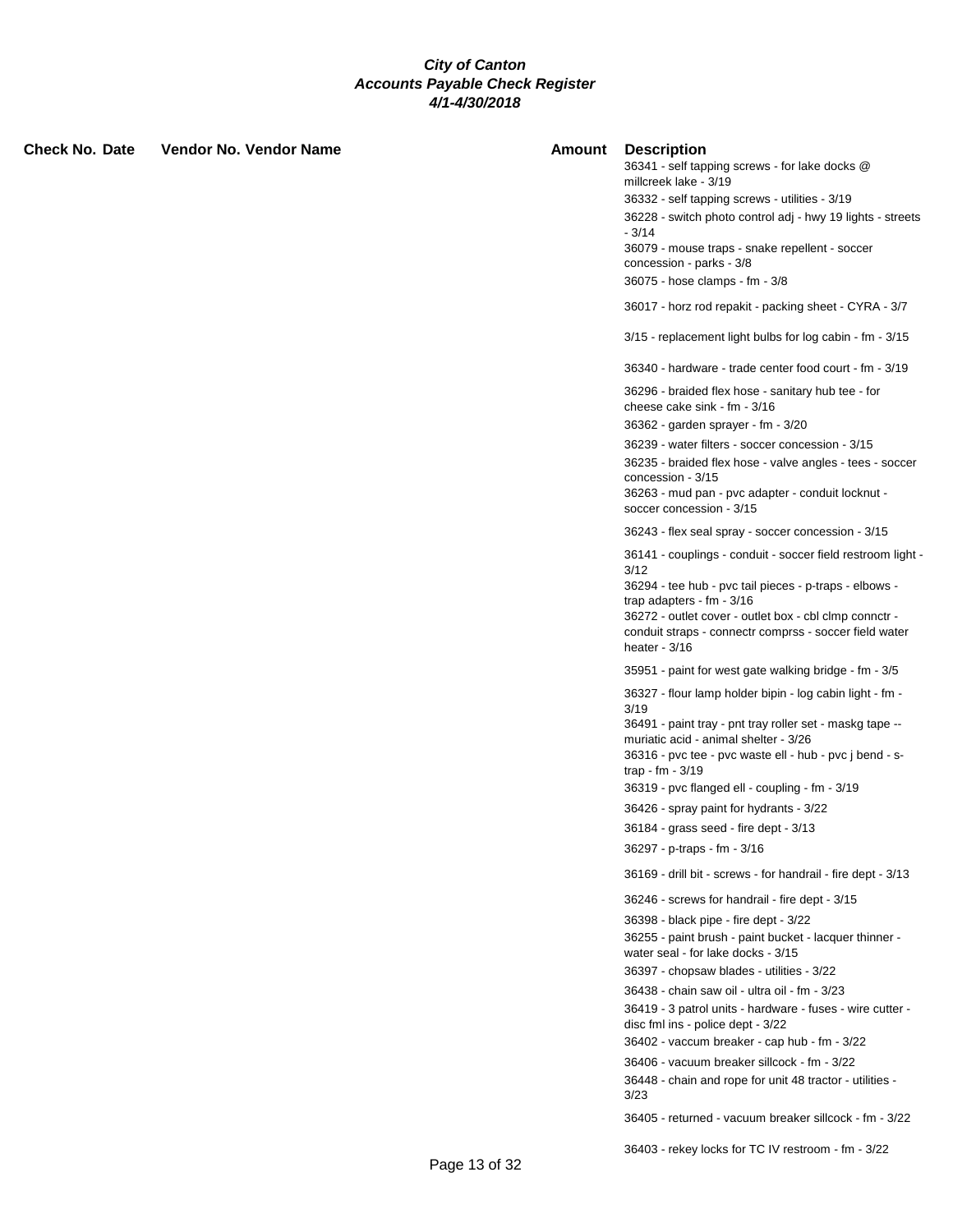**City of Canton**
**Accounts Payable Check Register**
**4/1-4/30/2018**

| Check No. | Date | Vendor No. | Vendor Name | Amount | Description |
|---|---|---|---|---|---|
| | | | | | 36341 - self tapping screws - for lake docks @ millcreek lake - 3/19 |
| | | | | | 36332 - self tapping screws - utilities - 3/19 |
| | | | | | 36228 - switch photo control adj - hwy 19 lights - streets - 3/14 |
| | | | | | 36079 - mouse traps - snake repellent - soccer concession - parks - 3/8 |
| | | | | | 36075 - hose clamps - fm - 3/8 |
| | | | | | 36017 - horz rod repakit - packing sheet - CYRA - 3/7 |
| | | | | | 3/15 - replacement light bulbs for log cabin - fm - 3/15 |
| | | | | | 36340 - hardware - trade center food court - fm - 3/19 |
| | | | | | 36296 - braided flex hose - sanitary hub tee - for cheese cake sink - fm - 3/16 |
| | | | | | 36362 - garden sprayer - fm - 3/20 |
| | | | | | 36239 - water filters - soccer concession - 3/15 |
| | | | | | 36235 - braided flex hose - valve angles - tees - soccer concession - 3/15 |
| | | | | | 36263 - mud pan - pvc adapter - conduit locknut - soccer concession - 3/15 |
| | | | | | 36243 - flex seal spray - soccer concession - 3/15 |
| | | | | | 36141 - couplings - conduit - soccer field restroom light - 3/12 |
| | | | | | 36294 - tee hub - pvc tail pieces - p-traps - elbows - trap adapters - fm - 3/16 |
| | | | | | 36272 - outlet cover - outlet box - cbl clmp connctr - conduit straps - connectr comprss - soccer field water heater - 3/16 |
| | | | | | 35951 - paint for west gate walking bridge - fm - 3/5 |
| | | | | | 36327 - flour lamp holder bipin - log cabin light - fm - 3/19 |
| | | | | | 36491 - paint tray - pnt tray roller set - maskg tape -- muriatic acid - animal shelter - 3/26 |
| | | | | | 36316 - pvc tee - pvc waste ell - hub - pvc j bend - s-trap - fm - 3/19 |
| | | | | | 36319 - pvc flanged ell - coupling - fm - 3/19 |
| | | | | | 36426 - spray paint for hydrants - 3/22 |
| | | | | | 36184 - grass seed - fire dept - 3/13 |
| | | | | | 36297 - p-traps - fm - 3/16 |
| | | | | | 36169 - drill bit - screws - for handrail - fire dept - 3/13 |
| | | | | | 36246 - screws for handrail - fire dept - 3/15 |
| | | | | | 36398 - black pipe - fire dept - 3/22 |
| | | | | | 36255 - paint brush - paint bucket - lacquer thinner - water seal - for lake docks - 3/15 |
| | | | | | 36397 - chopsaw blades - utilities - 3/22 |
| | | | | | 36438 - chain saw oil - ultra oil - fm - 3/23 |
| | | | | | 36419 - 3 patrol units - hardware - fuses - wire cutter - disc fml ins - police dept - 3/22 |
| | | | | | 36402 - vaccum breaker - cap hub - fm - 3/22 |
| | | | | | 36406 - vacuum breaker sillcock - fm - 3/22 |
| | | | | | 36448 - chain and rope for unit 48 tractor - utilities - 3/23 |
| | | | | | 36405 - returned - vacuum breaker sillcock - fm - 3/22 |
| | | | | | 36403 - rekey locks for TC IV restroom - fm - 3/22 |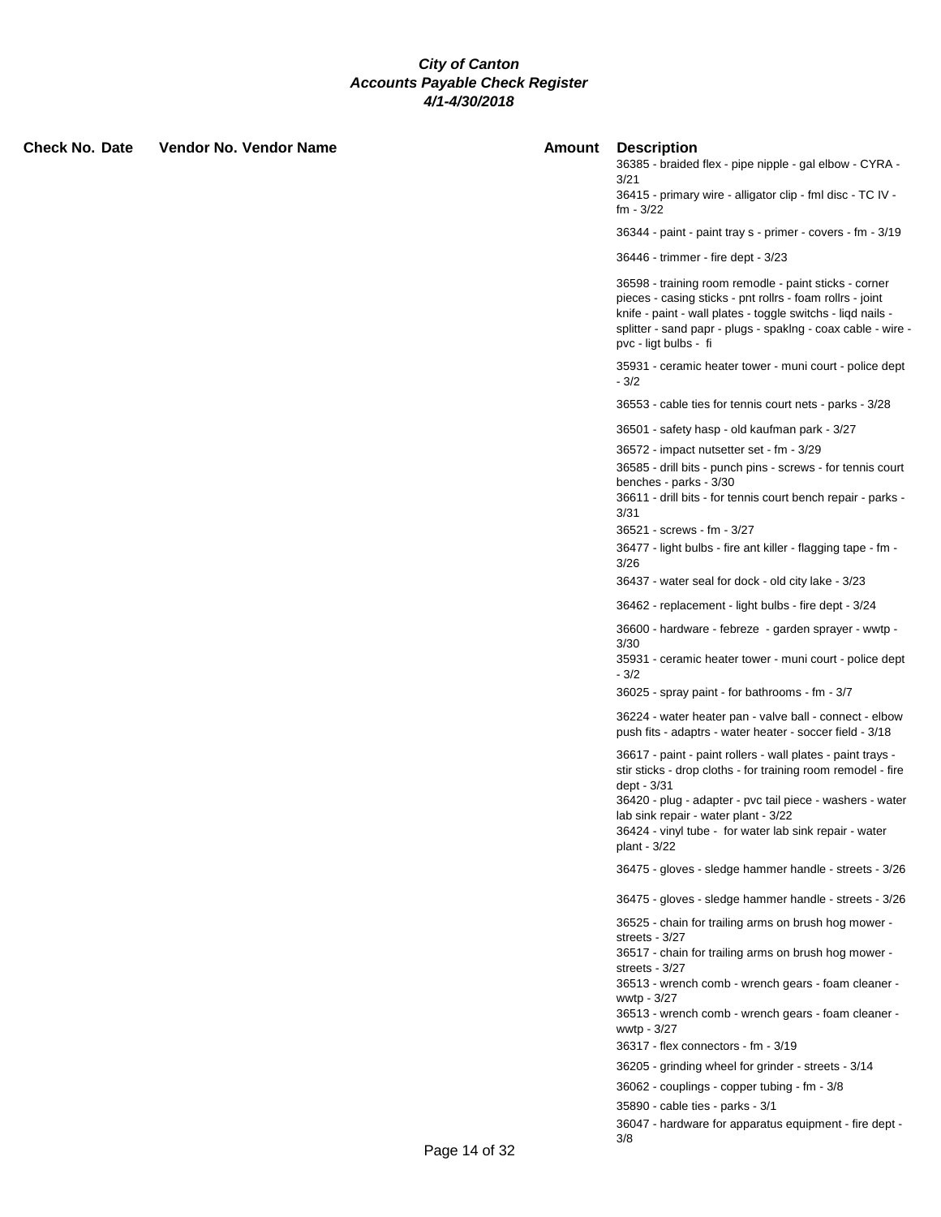**City of Canton**
**Accounts Payable Check Register**
**4/1-4/30/2018**

| Check No. | Date | Vendor No. | Vendor Name | Amount | Description |
|---|---|---|---|---|---|
| | | | | | 36385 - braided flex - pipe nipple - gal elbow - CYRA - 3/21 |
| | | | | | 36415 - primary wire - alligator clip - fml disc - TC IV - fm - 3/22 |
| | | | | | 36344 - paint - paint tray s - primer - covers - fm - 3/19 |
| | | | | | 36446 - trimmer - fire dept - 3/23 |
| | | | | | 36598 - training room remodle - paint sticks - corner pieces - casing sticks - pnt rollrs - foam rollrs - joint knife - paint - wall plates - toggle switchs - liqd nails - splitter - sand papr - plugs - spaklng - coax cable - wire - pvc - ligt bulbs - fi |
| | | | | | 35931 - ceramic heater tower - muni court - police dept - 3/2 |
| | | | | | 36553 - cable ties for tennis court nets - parks - 3/28 |
| | | | | | 36501 - safety hasp - old kaufman park - 3/27 |
| | | | | | 36572 - impact nutsetter set - fm - 3/29 |
| | | | | | 36585 - drill bits - punch pins - screws - for tennis court benches - parks - 3/30 |
| | | | | | 36611 - drill bits - for tennis court bench repair - parks - 3/31 |
| | | | | | 36521 - screws - fm - 3/27 |
| | | | | | 36477 - light bulbs - fire ant killer - flagging tape - fm - 3/26 |
| | | | | | 36437 - water seal for dock - old city lake - 3/23 |
| | | | | | 36462 - replacement - light bulbs - fire dept - 3/24 |
| | | | | | 36600 - hardware - febreze - garden sprayer - wwtp - 3/30 |
| | | | | | 35931 - ceramic heater tower - muni court - police dept - 3/2 |
| | | | | | 36025 - spray paint - for bathrooms - fm - 3/7 |
| | | | | | 36224 - water heater pan - valve ball - connect - elbow push fits - adaptrs - water heater - soccer field - 3/18 |
| | | | | | 36617 - paint - paint rollers - wall plates - paint trays - stir sticks - drop cloths - for training room remodel - fire dept - 3/31 |
| | | | | | 36420 - plug - adapter - pvc tail piece - washers - water lab sink repair - water plant - 3/22 |
| | | | | | 36424 - vinyl tube - for water lab sink repair - water plant - 3/22 |
| | | | | | 36475 - gloves - sledge hammer handle - streets - 3/26 |
| | | | | | 36475 - gloves - sledge hammer handle - streets - 3/26 |
| | | | | | 36525 - chain for trailing arms on brush hog mower - streets - 3/27 |
| | | | | | 36517 - chain for trailing arms on brush hog mower - streets - 3/27 |
| | | | | | 36513 - wrench comb - wrench gears - foam cleaner - wwtp - 3/27 |
| | | | | | 36513 - wrench comb - wrench gears - foam cleaner - wwtp - 3/27 |
| | | | | | 36317 - flex connectors - fm - 3/19 |
| | | | | | 36205 - grinding wheel for grinder - streets - 3/14 |
| | | | | | 36062 - couplings - copper tubing - fm - 3/8 |
| | | | | | 35890 - cable ties - parks - 3/1 |
| | | | | | 36047 - hardware for apparatus equipment - fire dept - 3/8 |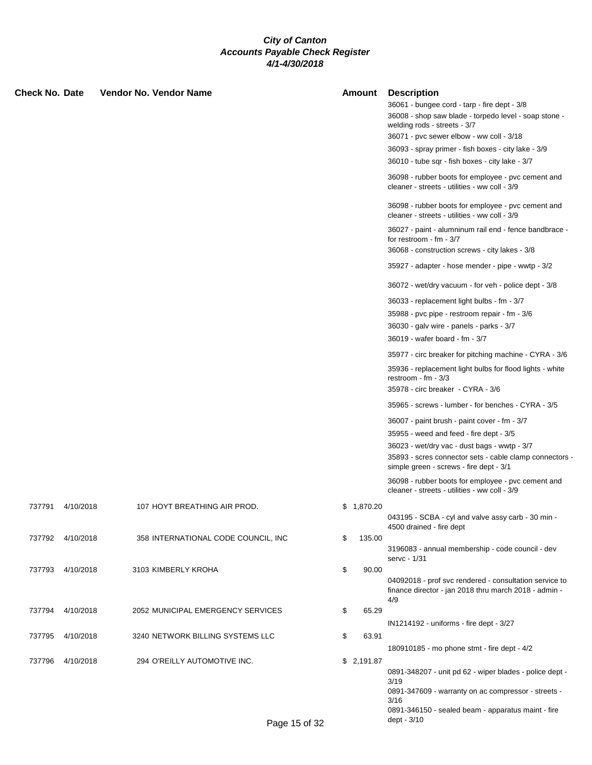# City of Canton
## Accounts Payable Check Register
### 4/1-4/30/2018

| Check No. | Date | Vendor No. | Vendor Name | Amount | Description |
|---|---|---|---|---|---|
| | | | | | 36061 - bungee cord - tarp - fire dept - 3/8 |
| | | | | | 36008 - shop saw blade - torpedo level - soap stone - welding rods - streets - 3/7 |
| | | | | | 36071 - pvc sewer elbow - ww coll - 3/18 |
| | | | | | 36093 - spray primer - fish boxes - city lake - 3/9 |
| | | | | | 36010 - tube sqr - fish boxes - city lake - 3/7 |
| | | | | | 36098 - rubber boots for employee - pvc cement and cleaner - streets - utilities - ww coll - 3/9 |
| | | | | | 36098 - rubber boots for employee - pvc cement and cleaner - streets - utilities - ww coll - 3/9 |
| | | | | | 36027 - paint - alumninum rail end - fence bandbrace - for restroom - fm - 3/7 |
| | | | | | 36068 - construction screws - city lakes - 3/8 |
| | | | | | 35927 - adapter - hose mender - pipe - wwtp - 3/2 |
| | | | | | 36072 - wet/dry vacuum - for veh - police dept - 3/8 |
| | | | | | 36033 - replacement light bulbs - fm - 3/7 |
| | | | | | 35988 - pvc pipe - restroom repair - fm - 3/6 |
| | | | | | 36030 - galv wire - panels - parks - 3/7 |
| | | | | | 36019 - wafer board - fm - 3/7 |
| | | | | | 35977 - circ breaker for pitching machine - CYRA - 3/6 |
| | | | | | 35936 - replacement light bulbs for flood lights - white restroom - fm - 3/3 |
| | | | | | 35978 - circ breaker - CYRA - 3/6 |
| | | | | | 35965 - screws - lumber - for benches - CYRA - 3/5 |
| | | | | | 36007 - paint brush - paint cover - fm - 3/7 |
| | | | | | 35955 - weed and feed - fire dept - 3/5 |
| | | | | | 36023 - wet/dry vac - dust bags - wwtp - 3/7 |
| | | | | | 35893 - scres connector sets - cable clamp connectors - simple green - screws - fire dept - 3/1 |
| | | | | | 36098 - rubber boots for employee - pvc cement and cleaner - streets - utilities - ww coll - 3/9 |
| 737791 | 4/10/2018 | 107 | HOYT BREATHING AIR PROD. | $ 1,870.20 | |
| | | | | | 043195 - SCBA - cyl and valve assy carb - 30 min - 4500 drained - fire dept |
| 737792 | 4/10/2018 | 358 | INTERNATIONAL CODE COUNCIL, INC | $ 135.00 | |
| | | | | | 3196083 - annual membership - code council - dev servc - 1/31 |
| 737793 | 4/10/2018 | 3103 | KIMBERLY KROHA | $ 90.00 | |
| | | | | | 04092018 - prof svc rendered - consultation service to finance director - jan 2018 thru march 2018 - admin - 4/9 |
| 737794 | 4/10/2018 | 2052 | MUNICIPAL EMERGENCY SERVICES | $ 65.29 | |
| | | | | | IN1214192 - uniforms - fire dept - 3/27 |
| 737795 | 4/10/2018 | 3240 | NETWORK BILLING SYSTEMS LLC | $ 63.91 | |
| | | | | | 180910185 - mo phone stmt - fire dept - 4/2 |
| 737796 | 4/10/2018 | 294 | O'REILLY AUTOMOTIVE INC. | $ 2,191.87 | |
| | | | | | 0891-348207 - unit pd 62 - wiper blades - police dept - 3/19 |
| | | | | | 0891-347609 - warranty on ac compressor - streets - 3/16 |
| | | | | | 0891-346150 - sealed beam - apparatus maint - fire dept - 3/10 |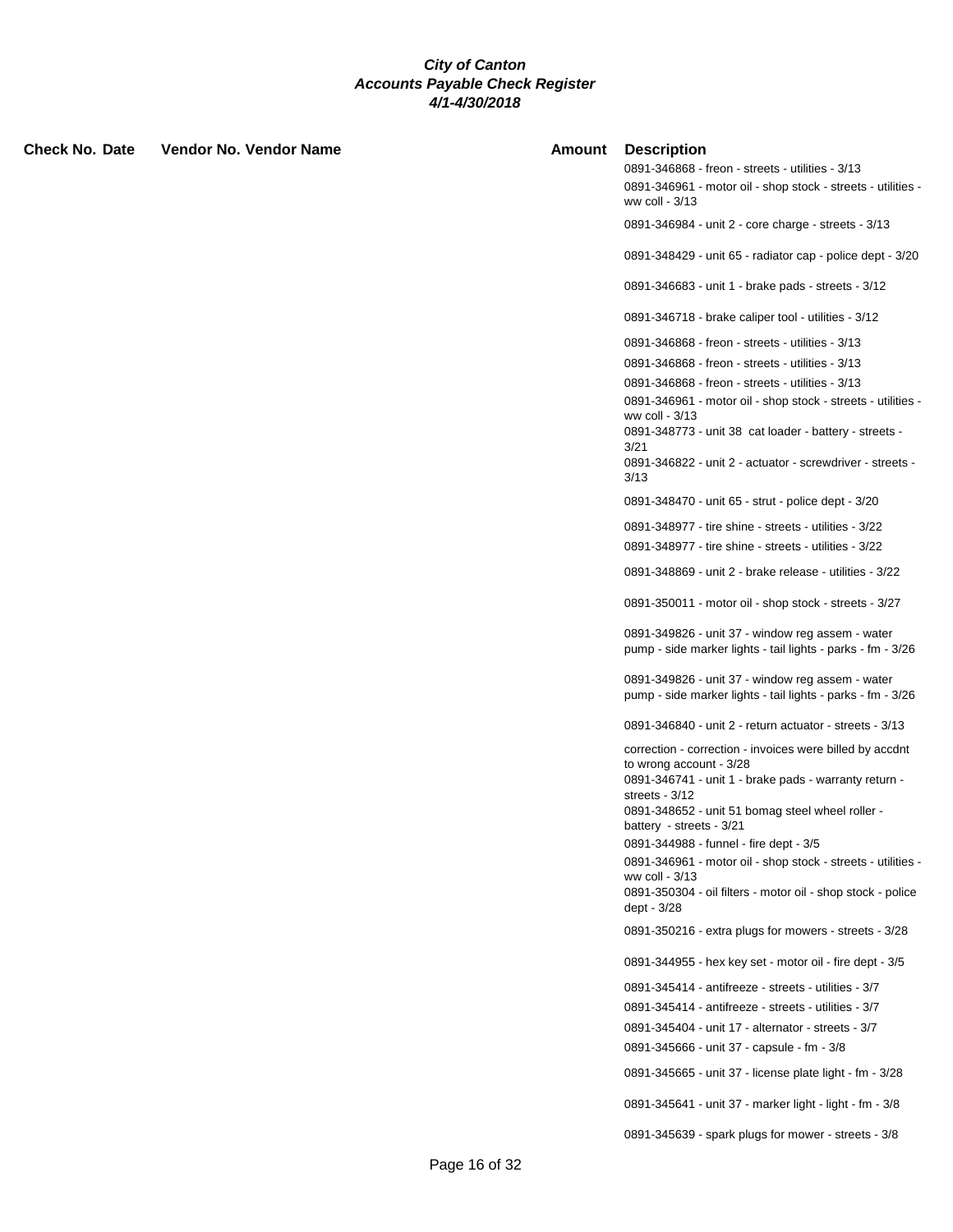# City of Canton
## Accounts Payable Check Register
### 4/1-4/30/2018

| Check No. | Date | Vendor No. | Vendor Name | Amount | Description |
|---|---|---|---|---|---|
| | | | | | 0891-346868 - freon - streets - utilities - 3/13 |
| | | | | | 0891-346961 - motor oil - shop stock - streets - utilities - ww coll - 3/13 |
| | | | | | 0891-346984 - unit 2 - core charge - streets - 3/13 |
| | | | | | 0891-348429 - unit 65 - radiator cap - police dept - 3/20 |
| | | | | | 0891-346683 - unit 1 - brake pads - streets - 3/12 |
| | | | | | 0891-346718 - brake caliper tool - utilities - 3/12 |
| | | | | | 0891-346868 - freon - streets - utilities - 3/13 |
| | | | | | 0891-346868 - freon - streets - utilities - 3/13 |
| | | | | | 0891-346868 - freon - streets - utilities - 3/13 |
| | | | | | 0891-346961 - motor oil - shop stock - streets - utilities - ww coll - 3/13 |
| | | | | | 0891-348773 - unit 38 cat loader - battery - streets - 3/21 |
| | | | | | 0891-346822 - unit 2 - actuator - screwdriver - streets - 3/13 |
| | | | | | 0891-348470 - unit 65 - strut - police dept - 3/20 |
| | | | | | 0891-348977 - tire shine - streets - utilities - 3/22 |
| | | | | | 0891-348977 - tire shine - streets - utilities - 3/22 |
| | | | | | 0891-348869 - unit 2 - brake release - utilities - 3/22 |
| | | | | | 0891-350011 - motor oil - shop stock - streets - 3/27 |
| | | | | | 0891-349826 - unit 37 - window reg assem - water pump - side marker lights - tail lights - parks - fm - 3/26 |
| | | | | | 0891-349826 - unit 37 - window reg assem - water pump - side marker lights - tail lights - parks - fm - 3/26 |
| | | | | | 0891-346840 - unit 2 - return actuator - streets - 3/13 |
| | | | | | correction - correction - invoices were billed by accdnt to wrong account - 3/28 |
| | | | | | 0891-346741 - unit 1 - brake pads - warranty return - streets - 3/12 |
| | | | | | 0891-348652 - unit 51 bomag steel wheel roller - battery - streets - 3/21 |
| | | | | | 0891-344988 - funnel - fire dept - 3/5 |
| | | | | | 0891-346961 - motor oil - shop stock - streets - utilities - ww coll - 3/13 |
| | | | | | 0891-350304 - oil filters - motor oil - shop stock - police dept - 3/28 |
| | | | | | 0891-350216 - extra plugs for mowers - streets - 3/28 |
| | | | | | 0891-344955 - hex key set - motor oil - fire dept - 3/5 |
| | | | | | 0891-345414 - antifreeze - streets - utilities - 3/7 |
| | | | | | 0891-345414 - antifreeze - streets - utilities - 3/7 |
| | | | | | 0891-345404 - unit 17 - alternator - streets - 3/7 |
| | | | | | 0891-345666 - unit 37 - capsule - fm - 3/8 |
| | | | | | 0891-345665 - unit 37 - license plate light - fm - 3/28 |
| | | | | | 0891-345641 - unit 37 - marker light - light - fm - 3/8 |
| | | | | | 0891-345639 - spark plugs for mower - streets - 3/8 |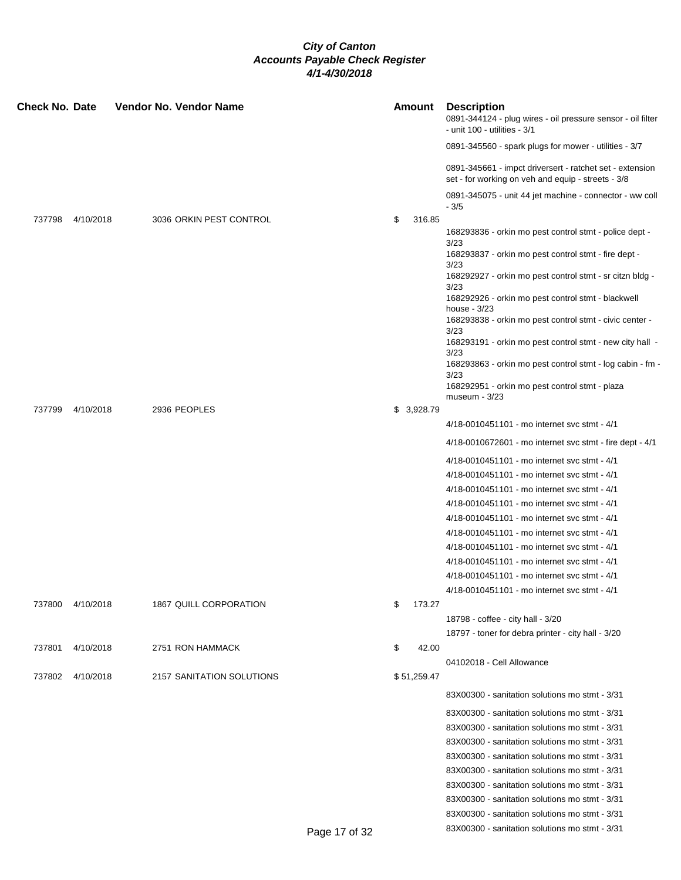# City of Canton
## Accounts Payable Check Register
### 4/1-4/30/2018

| Check No. | Date | Vendor No. | Vendor Name | Amount | Description |
|---|---|---|---|---|---|
| | | | | | 0891-344124 - plug wires - oil pressure sensor - oil filter - unit 100 - utilities - 3/1 |
| | | | | | 0891-345560 - spark plugs for mower - utilities - 3/7 |
| | | | | | 0891-345661 - impct driversert - ratchet set - extension set - for working on veh and equip - streets - 3/8 |
| | | | | | 0891-345075 - unit 44 jet machine - connector - ww coll - 3/5 |
| 737798 | 4/10/2018 | 3036 | ORKIN PEST CONTROL | $ 316.85 | |
| | | | | | 168293836 - orkin mo pest control stmt - police dept - 3/23 |
| | | | | | 168293837 - orkin mo pest control stmt - fire dept - 3/23 |
| | | | | | 168292927 - orkin mo pest control stmt - sr citzn bldg - 3/23 |
| | | | | | 168292926 - orkin mo pest control stmt - blackwell house - 3/23 |
| | | | | | 168293838 - orkin mo pest control stmt - civic center - 3/23 |
| | | | | | 168293191 - orkin mo pest control stmt - new city hall - 3/23 |
| | | | | | 168293863 - orkin mo pest control stmt - log cabin - fm - 3/23 |
| | | | | | 168292951 - orkin mo pest control stmt - plaza museum - 3/23 |
| 737799 | 4/10/2018 | 2936 | PEOPLES | $ 3,928.79 | |
| | | | | | 4/18-0010451101 - mo internet svc stmt - 4/1 |
| | | | | | 4/18-0010672601 - mo internet svc stmt - fire dept - 4/1 |
| | | | | | 4/18-0010451101 - mo internet svc stmt - 4/1 |
| | | | | | 4/18-0010451101 - mo internet svc stmt - 4/1 |
| | | | | | 4/18-0010451101 - mo internet svc stmt - 4/1 |
| | | | | | 4/18-0010451101 - mo internet svc stmt - 4/1 |
| | | | | | 4/18-0010451101 - mo internet svc stmt - 4/1 |
| | | | | | 4/18-0010451101 - mo internet svc stmt - 4/1 |
| | | | | | 4/18-0010451101 - mo internet svc stmt - 4/1 |
| | | | | | 4/18-0010451101 - mo internet svc stmt - 4/1 |
| | | | | | 4/18-0010451101 - mo internet svc stmt - 4/1 |
| | | | | | 4/18-0010451101 - mo internet svc stmt - 4/1 |
| 737800 | 4/10/2018 | 1867 | QUILL CORPORATION | $ 173.27 | |
| | | | | | 18798 - coffee - city hall - 3/20 |
| | | | | | 18797 - toner for debra printer - city hall - 3/20 |
| 737801 | 4/10/2018 | 2751 | RON HAMMACK | $ 42.00 | |
| | | | | | 04102018 - Cell Allowance |
| 737802 | 4/10/2018 | 2157 | SANITATION SOLUTIONS | $ 51,259.47 | |
| | | | | | 83X00300 - sanitation solutions mo stmt - 3/31 |
| | | | | | 83X00300 - sanitation solutions mo stmt - 3/31 |
| | | | | | 83X00300 - sanitation solutions mo stmt - 3/31 |
| | | | | | 83X00300 - sanitation solutions mo stmt - 3/31 |
| | | | | | 83X00300 - sanitation solutions mo stmt - 3/31 |
| | | | | | 83X00300 - sanitation solutions mo stmt - 3/31 |
| | | | | | 83X00300 - sanitation solutions mo stmt - 3/31 |
| | | | | | 83X00300 - sanitation solutions mo stmt - 3/31 |
| | | | | | 83X00300 - sanitation solutions mo stmt - 3/31 |
| | | | | | 83X00300 - sanitation solutions mo stmt - 3/31 |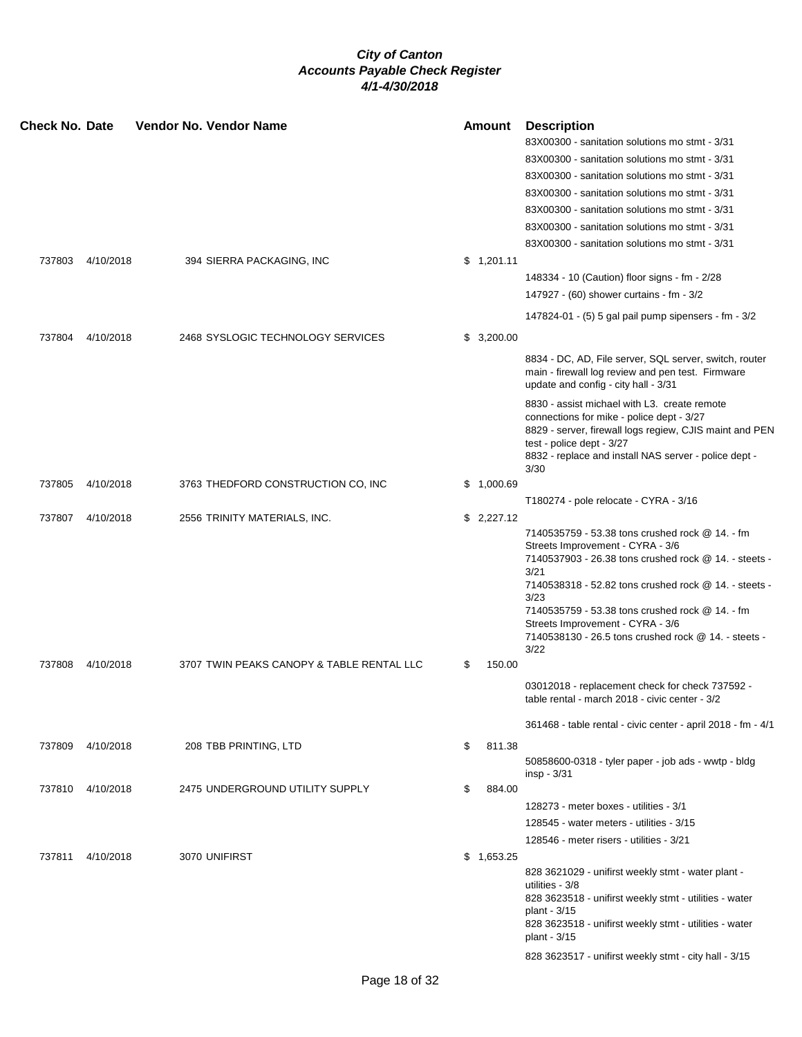# City of Canton
## Accounts Payable Check Register
### 4/1-4/30/2018

| Check No. | Date | Vendor No. | Vendor Name | Amount | Description |
|---|---|---|---|---|---|
| | | | | | 83X00300 - sanitation solutions mo stmt - 3/31 |
| | | | | | 83X00300 - sanitation solutions mo stmt - 3/31 |
| | | | | | 83X00300 - sanitation solutions mo stmt - 3/31 |
| | | | | | 83X00300 - sanitation solutions mo stmt - 3/31 |
| | | | | | 83X00300 - sanitation solutions mo stmt - 3/31 |
| | | | | | 83X00300 - sanitation solutions mo stmt - 3/31 |
| | | | | | 83X00300 - sanitation solutions mo stmt - 3/31 |
| 737803 | 4/10/2018 | 394 | SIERRA PACKAGING, INC | $ 1,201.11 | |
| | | | | | 148334 - 10 (Caution) floor signs - fm - 2/28 |
| | | | | | 147927 - (60) shower curtains - fm - 3/2 |
| | | | | | 147824-01 - (5) 5 gal pail pump sipensers - fm - 3/2 |
| 737804 | 4/10/2018 | 2468 | SYSLOGIC TECHNOLOGY SERVICES | $ 3,200.00 | |
| | | | | | 8834 - DC, AD, File server, SQL server, switch, router main - firewall log review and pen test. Firmware update and config - city hall - 3/31 |
| | | | | | 8830 - assist michael with L3. create remote connections for mike - police dept - 3/27 |
| | | | | | 8829 - server, firewall logs regiew, CJIS maint and PEN test - police dept - 3/27 |
| | | | | | 8832 - replace and install NAS server - police dept - 3/30 |
| 737805 | 4/10/2018 | 3763 | THEDFORD CONSTRUCTION CO, INC | $ 1,000.69 | |
| | | | | | T180274 - pole relocate - CYRA - 3/16 |
| 737807 | 4/10/2018 | 2556 | TRINITY MATERIALS, INC. | $ 2,227.12 | |
| | | | | | 7140535759 - 53.38 tons crushed rock @ 14. - fm Streets Improvement - CYRA - 3/6 |
| | | | | | 7140537903 - 26.38 tons crushed rock @ 14. - steets - 3/21 |
| | | | | | 7140538318 - 52.82 tons crushed rock @ 14. - steets - 3/23 |
| | | | | | 7140535759 - 53.38 tons crushed rock @ 14. - fm Streets Improvement - CYRA - 3/6 |
| | | | | | 7140538130 - 26.5 tons crushed rock @ 14. - steets - 3/22 |
| 737808 | 4/10/2018 | 3707 | TWIN PEAKS CANOPY & TABLE RENTAL LLC | $ 150.00 | |
| | | | | | 03012018 - replacement check for check 737592 - table rental - march 2018 - civic center - 3/2 |
| | | | | | 361468 - table rental - civic center - april 2018 - fm - 4/1 |
| 737809 | 4/10/2018 | 208 | TBB PRINTING, LTD | $ 811.38 | |
| | | | | | 50858600-0318 - tyler paper - job ads - wwtp - bldg insp - 3/31 |
| 737810 | 4/10/2018 | 2475 | UNDERGROUND UTILITY SUPPLY | $ 884.00 | |
| | | | | | 128273 - meter boxes - utilities - 3/1 |
| | | | | | 128545 - water meters - utilities - 3/15 |
| | | | | | 128546 - meter risers - utilities - 3/21 |
| 737811 | 4/10/2018 | 3070 | UNIFIRST | $ 1,653.25 | |
| | | | | | 828 3621029 - unifirst weekly stmt - water plant - utilities - 3/8 |
| | | | | | 828 3623518 - unifirst weekly stmt - utilities - water plant - 3/15 |
| | | | | | 828 3623518 - unifirst weekly stmt - utilities - water plant - 3/15 |
| | | | | | 828 3623517 - unifirst weekly stmt - city hall - 3/15 |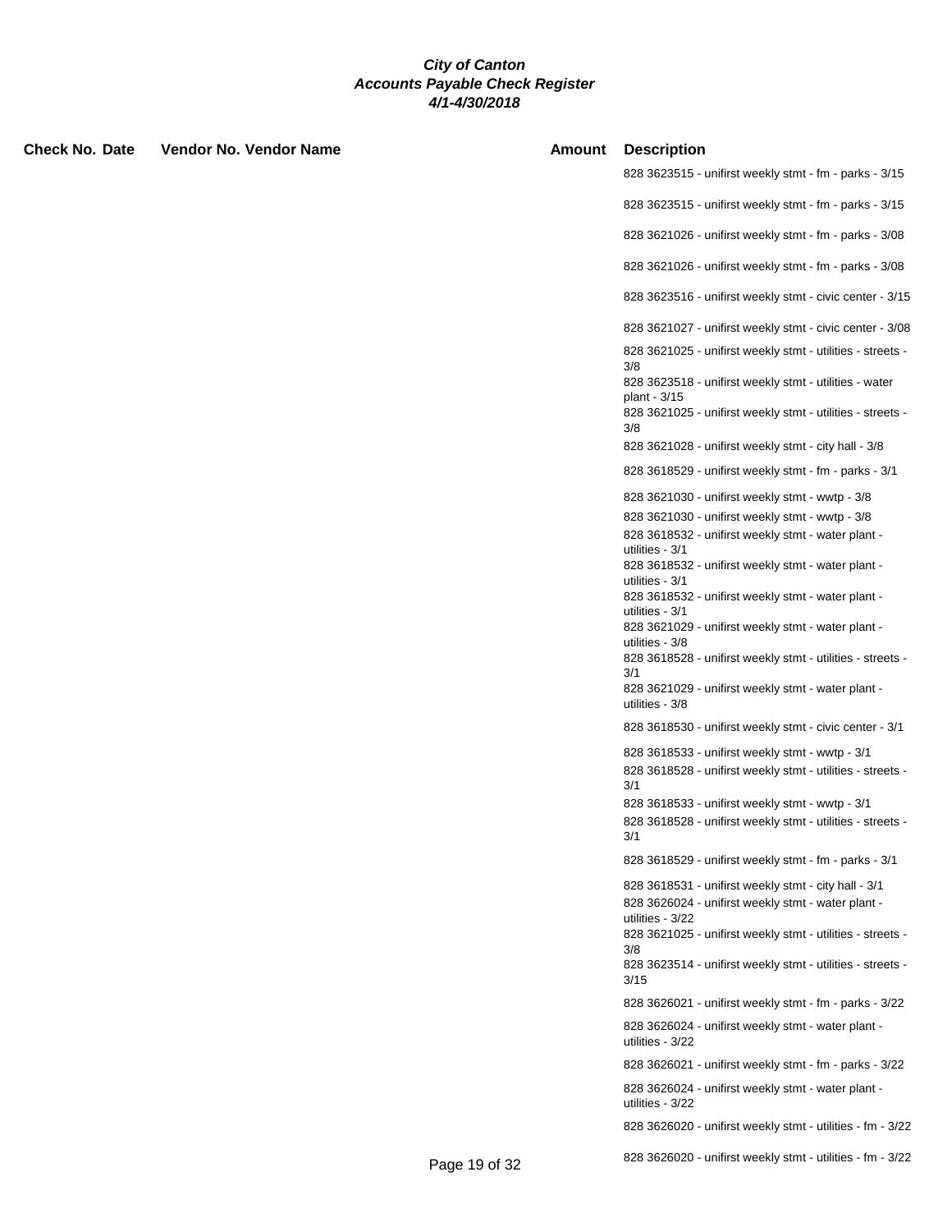### City of Canton
### Accounts Payable Check Register
### 4/1-4/30/2018

| Check No. | Date | Vendor No. | Vendor Name | Amount | Description |
|---|---|---|---|---|---|
| | | | | | 828 3623515 - unifirst weekly stmt - fm - parks - 3/15 |
| | | | | | 828 3623515 - unifirst weekly stmt - fm - parks - 3/15 |
| | | | | | 828 3621026 - unifirst weekly stmt - fm - parks - 3/08 |
| | | | | | 828 3621026 - unifirst weekly stmt - fm - parks - 3/08 |
| | | | | | 828 3623516 - unifirst weekly stmt - civic center - 3/15 |
| | | | | | 828 3621027 - unifirst weekly stmt - civic center - 3/08 |
| | | | | | 828 3621025 - unifirst weekly stmt - utilities - streets - 3/8 |
| | | | | | 828 3623518 - unifirst weekly stmt - utilities - water plant - 3/15 |
| | | | | | 828 3621025 - unifirst weekly stmt - utilities - streets - 3/8 |
| | | | | | 828 3621028 - unifirst weekly stmt - city hall - 3/8 |
| | | | | | 828 3618529 - unifirst weekly stmt - fm - parks - 3/1 |
| | | | | | 828 3621030 - unifirst weekly stmt - wwtp - 3/8 |
| | | | | | 828 3621030 - unifirst weekly stmt - wwtp - 3/8 |
| | | | | | 828 3618532 - unifirst weekly stmt - water plant - utilities - 3/1 |
| | | | | | 828 3618532 - unifirst weekly stmt - water plant - utilities - 3/1 |
| | | | | | 828 3618532 - unifirst weekly stmt - water plant - utilities - 3/1 |
| | | | | | 828 3621029 - unifirst weekly stmt - water plant - utilities - 3/8 |
| | | | | | 828 3618528 - unifirst weekly stmt - utilities - streets - 3/1 |
| | | | | | 828 3621029 - unifirst weekly stmt - water plant - utilities - 3/8 |
| | | | | | 828 3618530 - unifirst weekly stmt - civic center - 3/1 |
| | | | | | 828 3618533 - unifirst weekly stmt - wwtp - 3/1 |
| | | | | | 828 3618528 - unifirst weekly stmt - utilities - streets - 3/1 |
| | | | | | 828 3618533 - unifirst weekly stmt - wwtp - 3/1 |
| | | | | | 828 3618528 - unifirst weekly stmt - utilities - streets - 3/1 |
| | | | | | 828 3618529 - unifirst weekly stmt - fm - parks - 3/1 |
| | | | | | 828 3618531 - unifirst weekly stmt - city hall - 3/1 |
| | | | | | 828 3626024 - unifirst weekly stmt - water plant - utilities - 3/22 |
| | | | | | 828 3621025 - unifirst weekly stmt - utilities - streets - 3/8 |
| | | | | | 828 3623514 - unifirst weekly stmt - utilities - streets - 3/15 |
| | | | | | 828 3626021 - unifirst weekly stmt - fm - parks - 3/22 |
| | | | | | 828 3626024 - unifirst weekly stmt - water plant - utilities - 3/22 |
| | | | | | 828 3626021 - unifirst weekly stmt - fm - parks - 3/22 |
| | | | | | 828 3626024 - unifirst weekly stmt - water plant - utilities - 3/22 |
| | | | | | 828 3626020 - unifirst weekly stmt - utilities - fm - 3/22 |
| | | | | | 828 3626020 - unifirst weekly stmt - utilities - fm - 3/22 |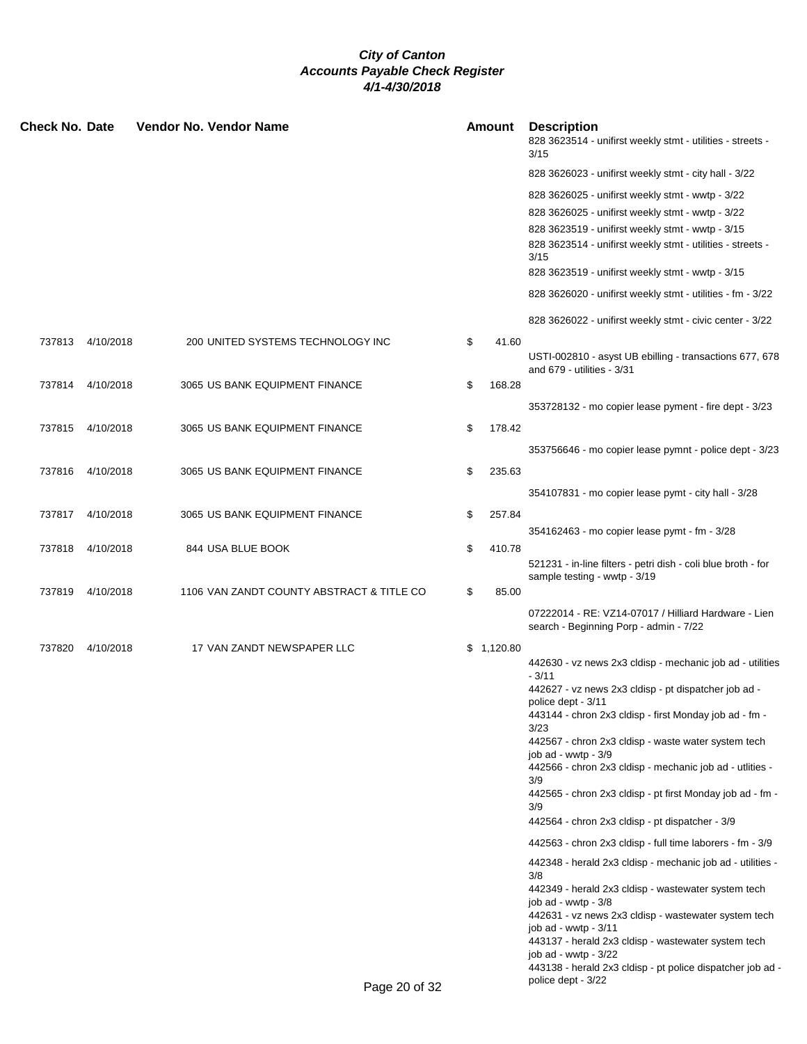**City of Canton**
**Accounts Payable Check Register**
**4/1-4/30/2018**

| Check No. | Date | Vendor No. | Vendor Name | Amount | Description |
|---|---|---|---|---|---|
| | | | | | 828 3623514 - unifirst weekly stmt - utilities - streets - 3/15 |
| | | | | | 828 3626023 - unifirst weekly stmt - city hall - 3/22 |
| | | | | | 828 3626025 - unifirst weekly stmt - wwtp - 3/22 |
| | | | | | 828 3626025 - unifirst weekly stmt - wwtp - 3/22 |
| | | | | | 828 3623519 - unifirst weekly stmt - wwtp - 3/15 |
| | | | | | 828 3623514 - unifirst weekly stmt - utilities - streets - 3/15 |
| | | | | | 828 3623519 - unifirst weekly stmt - wwtp - 3/15 |
| | | | | | 828 3626020 - unifirst weekly stmt - utilities - fm - 3/22 |
| | | | | | 828 3626022 - unifirst weekly stmt - civic center - 3/22 |
| 737813 | 4/10/2018 | 200 | UNITED SYSTEMS TECHNOLOGY INC | $ 41.60 | |
| | | | | | USTI-002810 - asyst UB ebilling - transactions 677, 678 and 679 - utilities - 3/31 |
| 737814 | 4/10/2018 | 3065 | US BANK EQUIPMENT FINANCE | $ 168.28 | |
| | | | | | 353728132 - mo copier lease pyment - fire dept - 3/23 |
| 737815 | 4/10/2018 | 3065 | US BANK EQUIPMENT FINANCE | $ 178.42 | |
| | | | | | 353756646 - mo copier lease pymnt - police dept - 3/23 |
| 737816 | 4/10/2018 | 3065 | US BANK EQUIPMENT FINANCE | $ 235.63 | |
| | | | | | 354107831 - mo copier lease pymt - city hall - 3/28 |
| 737817 | 4/10/2018 | 3065 | US BANK EQUIPMENT FINANCE | $ 257.84 | |
| | | | | | 354162463 - mo copier lease pymt - fm - 3/28 |
| 737818 | 4/10/2018 | 844 | USA BLUE BOOK | $ 410.78 | |
| | | | | | 521231 - in-line filters - petri dish - coli blue broth - for sample testing - wwtp - 3/19 |
| 737819 | 4/10/2018 | 1106 | VAN ZANDT COUNTY ABSTRACT & TITLE CO | $ 85.00 | |
| | | | | | 07222014 - RE: VZ14-07017 / Hilliard Hardware - Lien search - Beginning Porp - admin - 7/22 |
| 737820 | 4/10/2018 | 17 | VAN ZANDT NEWSPAPER LLC | $ 1,120.80 | |
| | | | | | 442630 - vz news 2x3 cldisp - mechanic job ad - utilities - 3/11 |
| | | | | | 442627 - vz news 2x3 cldisp - pt dispatcher job ad - police dept - 3/11 |
| | | | | | 443144 - chron 2x3 cldisp - first Monday job ad - fm - 3/23 |
| | | | | | 442567 - chron 2x3 cldisp - waste water system tech job ad - wwtp - 3/9 |
| | | | | | 442566 - chron 2x3 cldisp - mechanic job ad - utlities - 3/9 |
| | | | | | 442565 - chron 2x3 cldisp - pt first Monday job ad - fm - 3/9 |
| | | | | | 442564 - chron 2x3 cldisp - pt dispatcher - 3/9 |
| | | | | | 442563 - chron 2x3 cldisp - full time laborers - fm - 3/9 |
| | | | | | 442348 - herald 2x3 cldisp - mechanic job ad - utilities - 3/8 |
| | | | | | 442349 - herald 2x3 cldisp - wastewater system tech job ad - wwtp - 3/8 |
| | | | | | 442631 - vz news 2x3 cldisp - wastewater system tech job ad - wwtp - 3/11 |
| | | | | | 443137 - herald 2x3 cldisp - wastewater system tech job ad - wwtp - 3/22 |
| | | | | | 443138 - herald 2x3 cldisp - pt police dispatcher job ad - police dept - 3/22 |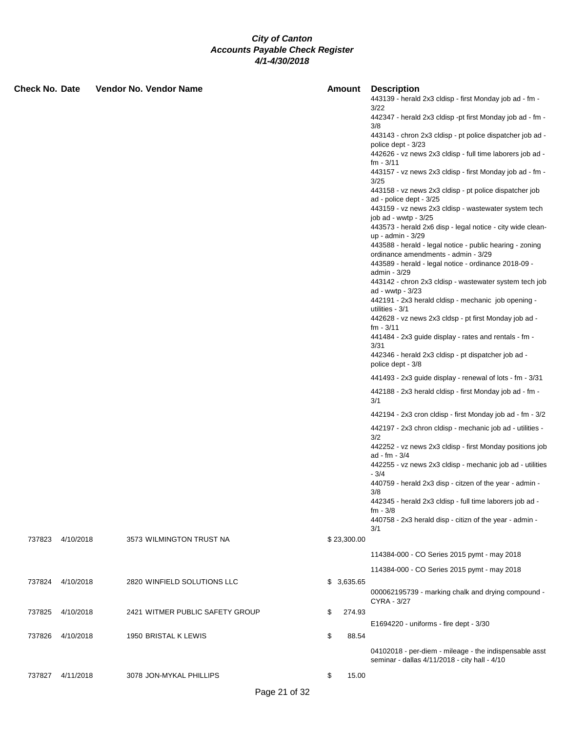# City of Canton
## Accounts Payable Check Register
### 4/1-4/30/2018

| Check No. | Date | Vendor No. | Vendor Name | Amount | Description |
|---|---|---|---|---|---|
| | | | | | 443139 - herald 2x3 cldisp - first Monday job ad - fm - 3/22 |
| | | | | | 442347 - herald 2x3 cldisp -pt first Monday job ad - fm - 3/8 |
| | | | | | 443143 - chron 2x3 cldisp - pt police dispatcher job ad - police dept - 3/23 |
| | | | | | 442626 - vz news 2x3 cldisp - full time laborers job ad - fm - 3/11 |
| | | | | | 443157 - vz news 2x3 cldisp - first Monday job ad - fm - 3/25 |
| | | | | | 443158 - vz news 2x3 cldisp - pt police dispatcher job ad - police dept - 3/25 |
| | | | | | 443159 - vz news 2x3 cldisp - wastewater system tech job ad - wwtp - 3/25 |
| | | | | | 443573 - herald 2x6 disp - legal notice - city wide clean-up - admin - 3/29 |
| | | | | | 443588 - herald - legal notice - public hearing - zoning ordinance amendments - admin - 3/29 |
| | | | | | 443589 - herald - legal notice - ordinance 2018-09 - admin - 3/29 |
| | | | | | 443142 - chron 2x3 cldisp - wastewater system tech job ad - wwtp - 3/23 |
| | | | | | 442191 - 2x3 herald cldisp - mechanic job opening - utilities - 3/1 |
| | | | | | 442628 - vz news 2x3 cldsp - pt first Monday job ad - fm - 3/11 |
| | | | | | 441484 - 2x3 guide display - rates and rentals - fm - 3/31 |
| | | | | | 442346 - herald 2x3 cldisp - pt dispatcher job ad - police dept - 3/8 |
| | | | | | 441493 - 2x3 guide display - renewal of lots - fm - 3/31 |
| | | | | | 442188 - 2x3 herald cldisp - first Monday job ad - fm - 3/1 |
| | | | | | 442194 - 2x3 cron cldisp - first Monday job ad - fm - 3/2 |
| | | | | | 442197 - 2x3 chron cldisp - mechanic job ad - utilities - 3/2 |
| | | | | | 442252 - vz news 2x3 cldisp - first Monday positions job ad - fm - 3/4 |
| | | | | | 442255 - vz news 2x3 cldisp - mechanic job ad - utilities - 3/4 |
| | | | | | 440759 - herald 2x3 disp - citzen of the year - admin - 3/8 |
| | | | | | 442345 - herald 2x3 cldisp - full time laborers job ad - fm - 3/8 |
| | | | | | 440758 - 2x3 herald disp - citizn of the year - admin - 3/1 |
| 737823 | 4/10/2018 | 3573 | WILMINGTON TRUST NA | $ 23,300.00 | |
| | | | | | 114384-000 - CO Series 2015 pymt - may 2018 |
| | | | | | 114384-000 - CO Series 2015 pymt - may 2018 |
| 737824 | 4/10/2018 | 2820 | WINFIELD SOLUTIONS LLC | $ 3,635.65 | |
| | | | | | 000062195739 - marking chalk and drying compound - CYRA - 3/27 |
| 737825 | 4/10/2018 | 2421 | WITMER PUBLIC SAFETY GROUP | $ 274.93 | |
| | | | | | E1694220 - uniforms - fire dept - 3/30 |
| 737826 | 4/10/2018 | 1950 | BRISTAL K LEWIS | $ 88.54 | |
| | | | | | 04102018 - per-diem - mileage - the indispensable asst seminar - dallas 4/11/2018 - city hall - 4/10 |
| 737827 | 4/11/2018 | 3078 | JON-MYKAL PHILLIPS | $ 15.00 | |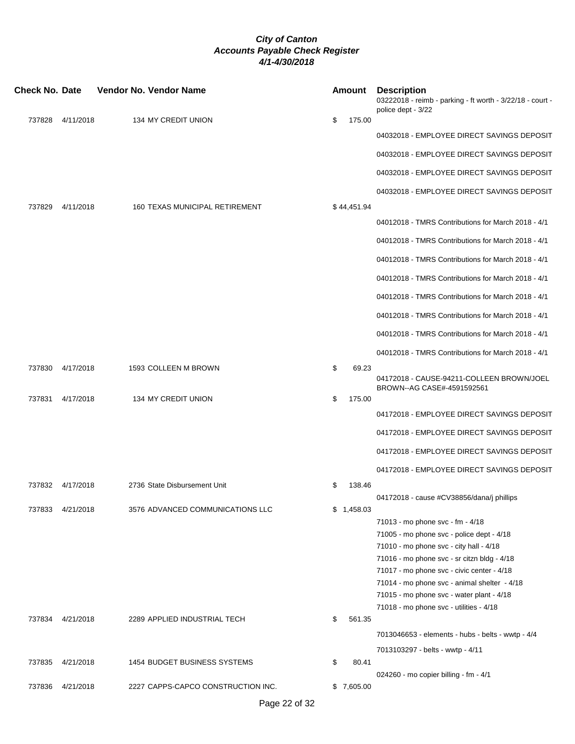***City of Canton***
***Accounts Payable Check Register***
***4/1-4/30/2018***

| Check No. | Date | Vendor No. | Vendor Name | Amount | Description |
|---|---|---|---|---|---|
| | | | | | 03222018 - reimb - parking - ft worth - 3/22/18 - court - police dept - 3/22 |
| 737828 | 4/11/2018 | 134 | MY CREDIT UNION | $ 175.00 | |
| | | | | | 04032018 - EMPLOYEE DIRECT SAVINGS DEPOSIT |
| | | | | | 04032018 - EMPLOYEE DIRECT SAVINGS DEPOSIT |
| | | | | | 04032018 - EMPLOYEE DIRECT SAVINGS DEPOSIT |
| | | | | | 04032018 - EMPLOYEE DIRECT SAVINGS DEPOSIT |
| 737829 | 4/11/2018 | 160 | TEXAS MUNICIPAL RETIREMENT | $ 44,451.94 | |
| | | | | | 04012018 - TMRS Contributions for March 2018 - 4/1 |
| | | | | | 04012018 - TMRS Contributions for March 2018 - 4/1 |
| | | | | | 04012018 - TMRS Contributions for March 2018 - 4/1 |
| | | | | | 04012018 - TMRS Contributions for March 2018 - 4/1 |
| | | | | | 04012018 - TMRS Contributions for March 2018 - 4/1 |
| | | | | | 04012018 - TMRS Contributions for March 2018 - 4/1 |
| | | | | | 04012018 - TMRS Contributions for March 2018 - 4/1 |
| | | | | | 04012018 - TMRS Contributions for March 2018 - 4/1 |
| 737830 | 4/17/2018 | 1593 | COLLEEN M BROWN | $ 69.23 | |
| | | | | | 04172018 - CAUSE-94211-COLLEEN BROWN/JOEL BROWN--AG CASE#-4591592561 |
| 737831 | 4/17/2018 | 134 | MY CREDIT UNION | $ 175.00 | |
| | | | | | 04172018 - EMPLOYEE DIRECT SAVINGS DEPOSIT |
| | | | | | 04172018 - EMPLOYEE DIRECT SAVINGS DEPOSIT |
| | | | | | 04172018 - EMPLOYEE DIRECT SAVINGS DEPOSIT |
| | | | | | 04172018 - EMPLOYEE DIRECT SAVINGS DEPOSIT |
| 737832 | 4/17/2018 | 2736 | State Disbursement Unit | $ 138.46 | |
| | | | | | 04172018 - cause #CV38856/dana/j phillips |
| 737833 | 4/21/2018 | 3576 | ADVANCED COMMUNICATIONS LLC | $ 1,458.03 | |
| | | | | | 71013 - mo phone svc - fm - 4/18 |
| | | | | | 71005 - mo phone svc - police dept - 4/18 |
| | | | | | 71010 - mo phone svc - city hall - 4/18 |
| | | | | | 71016 - mo phone svc - sr citzn bldg - 4/18 |
| | | | | | 71017 - mo phone svc - civic center - 4/18 |
| | | | | | 71014 - mo phone svc - animal shelter - 4/18 |
| | | | | | 71015 - mo phone svc - water plant - 4/18 |
| | | | | | 71018 - mo phone svc - utilities - 4/18 |
| 737834 | 4/21/2018 | 2289 | APPLIED INDUSTRIAL TECH | $ 561.35 | |
| | | | | | 7013046653 - elements - hubs - belts - wwtp - 4/4 |
| | | | | | 7013103297 - belts - wwtp - 4/11 |
| 737835 | 4/21/2018 | 1454 | BUDGET BUSINESS SYSTEMS | $ 80.41 | |
| | | | | | 024260 - mo copier billing - fm - 4/1 |
| 737836 | 4/21/2018 | 2227 | CAPPS-CAPCO CONSTRUCTION INC. | $ 7,605.00 | |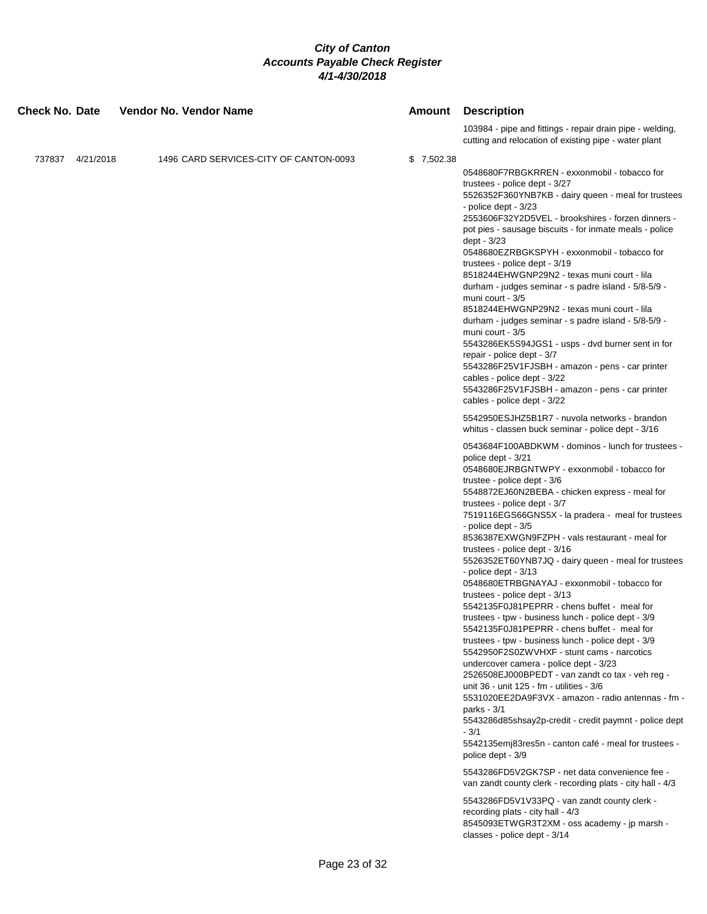**City of Canton**
**Accounts Payable Check Register**
**4/1-4/30/2018**

| Check No. | Date | Vendor No. | Vendor Name | Amount | Description |
|---|---|---|---|---|---|
| | | | | | 103984 - pipe and fittings - repair drain pipe - welding, cutting and relocation of existing pipe - water plant |
| 737837 | 4/21/2018 | 1496 | CARD SERVICES-CITY OF CANTON-0093 | $ 7,502.38 | |
| | | | | | 0548680F7RBGKRREN - exxonmobil - tobacco for trustees - police dept - 3/27 |
| | | | | | 5526352F360YNB7KB - dairy queen - meal for trustees - police dept - 3/23 |
| | | | | | 2553606F32Y2D5VEL - brookshires - forzen dinners - pot pies - sausage biscuits - for inmate meals - police dept - 3/23 |
| | | | | | 0548680EZRBGKSPYH - exxonmobil - tobacco for trustees - police dept - 3/19 |
| | | | | | 8518244EHWGNP29N2 - texas muni court - lila durham - judges seminar - s padre island - 5/8-5/9 - muni court - 3/5 |
| | | | | | 8518244EHWGNP29N2 - texas muni court - lila durham - judges seminar - s padre island - 5/8-5/9 - muni court - 3/5 |
| | | | | | 5543286EK5S94JGS1 - usps - dvd burner sent in for repair - police dept - 3/7 |
| | | | | | 5543286F25V1FJSBH - amazon - pens - car printer cables - police dept - 3/22 |
| | | | | | 5543286F25V1FJSBH - amazon - pens - car printer cables - police dept - 3/22 |
| | | | | | 5542950ESJHZ5B1R7 - nuvola networks - brandon whitus - classen buck seminar - police dept - 3/16 |
| | | | | | 0543684F100ABDKWM - dominos - lunch for trustees - police dept - 3/21 |
| | | | | | 0548680EJRBGNTWPY - exxonmobil - tobacco for trustee - police dept - 3/6 |
| | | | | | 5548872EJ60N2BEBA - chicken express - meal for trustees - police dept - 3/7 |
| | | | | | 7519116EGS66GNS5X - la pradera - meal for trustees - police dept - 3/5 |
| | | | | | 8536387EXWGN9FZPH - vals restaurant - meal for trustees - police dept - 3/16 |
| | | | | | 5526352ET60YNB7JQ - dairy queen - meal for trustees - police dept - 3/13 |
| | | | | | 0548680ETRBGNAYAJ - exxonmobil - tobacco for trustees - police dept - 3/13 |
| | | | | | 5542135F0J81PEPRR - chens buffet - meal for trustees - tpw - business lunch - police dept - 3/9 |
| | | | | | 5542135F0J81PEPRR - chens buffet - meal for trustees - tpw - business lunch - police dept - 3/9 |
| | | | | | 5542950F2S0ZWVHXF - stunt cams - narcotics undercover camera - police dept - 3/23 |
| | | | | | 2526508EJ000BPEDT - van zandt co tax - veh reg - unit 36 - unit 125 - fm - utilities - 3/6 |
| | | | | | 5531020EE2DA9F3VX - amazon - radio antennas - fm - parks - 3/1 |
| | | | | | 5543286d85shsay2p-credit - credit paymnt - police dept - 3/1 |
| | | | | | 5542135emj83res5n - canton café - meal for trustees - police dept - 3/9 |
| | | | | | 5543286FD5V2GK7SP - net data convenience fee - van zandt county clerk - recording plats - city hall - 4/3 |
| | | | | | 5543286FD5V1V33PQ - van zandt county clerk - recording plats - city hall - 4/3 |
| | | | | | 8545093ETWGR3T2XM - oss academy - jp marsh - classes - police dept - 3/14 |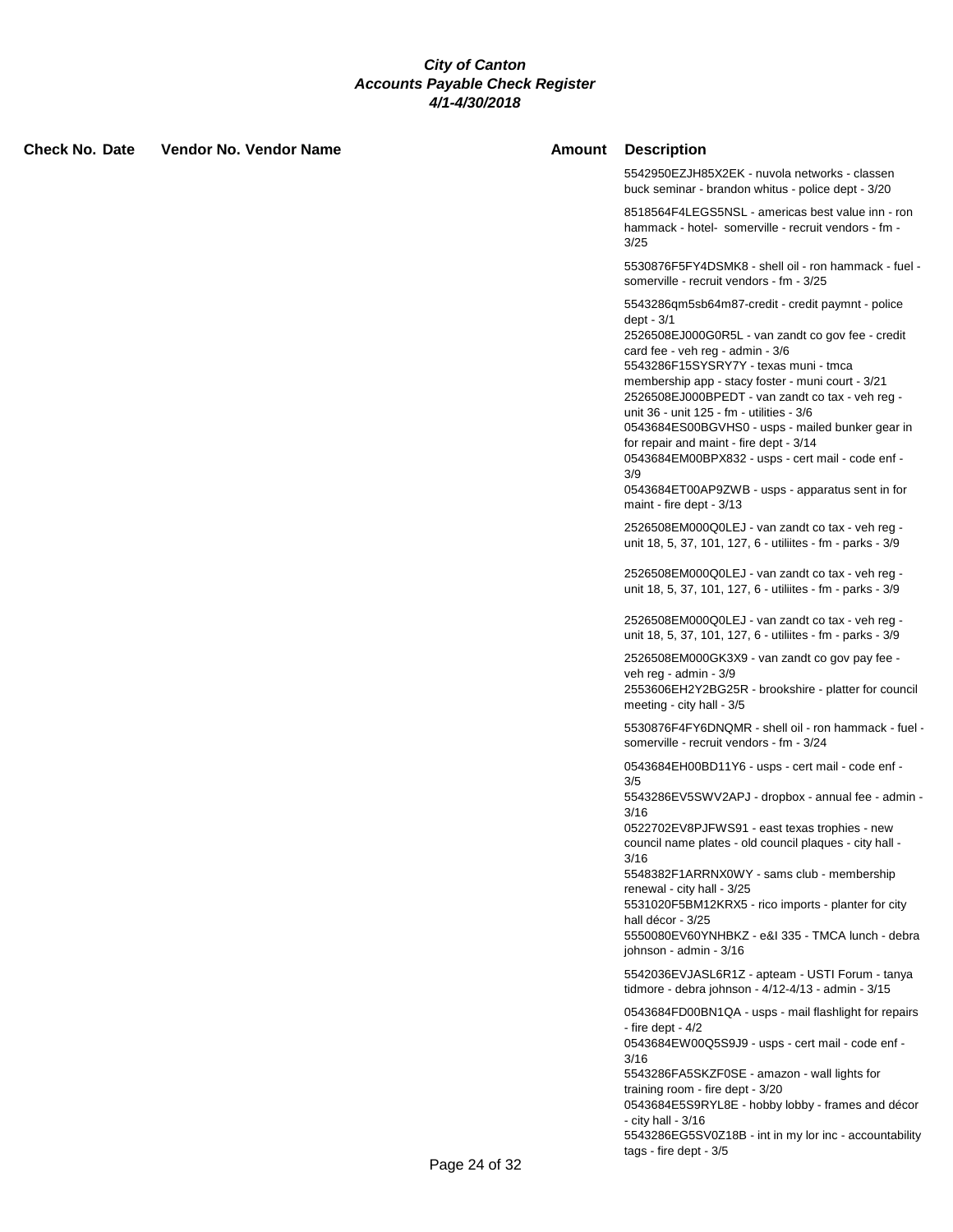***City of Canton***
***Accounts Payable Check Register***
***4/1-4/30/2018***

| Check No. | Date | Vendor No. | Vendor Name | Amount | Description |
|---|---|---|---|---|---|
| | | | | | 5542950EZJH85X2EK - nuvola networks - classen buck seminar - brandon whitus - police dept - 3/20 |
| | | | | | 8518564F4LEGS5NSL - americas best value inn - ron hammack - hotel- somerville - recruit vendors - fm - 3/25 |
| | | | | | 5530876F5FY4DSMK8 - shell oil - ron hammack - fuel - somerville - recruit vendors - fm - 3/25 |
| | | | | | 5543286qm5sb64m87-credit - credit paymnt - police dept - 3/1<br>2526508EJ000G0R5L - van zandt co gov fee - credit card fee - veh reg - admin - 3/6<br>5543286F15SYSRY7Y - texas muni - tmca membership app - stacy foster - muni court - 3/21<br>2526508EJ000BPEDT - van zandt co tax - veh reg - unit 36 - unit 125 - fm - utilities - 3/6<br>0543684ES00BGVHS0 - usps - mailed bunker gear in for repair and maint - fire dept - 3/14<br>0543684EM00BPX832 - usps - cert mail - code enf - 3/9<br>0543684ET00AP9ZWB - usps - apparatus sent in for maint - fire dept - 3/13 |
| | | | | | 2526508EM000Q0LEJ - van zandt co tax - veh reg - unit 18, 5, 37, 101, 127, 6 - utiliites - fm - parks - 3/9 |
| | | | | | 2526508EM000Q0LEJ - van zandt co tax - veh reg - unit 18, 5, 37, 101, 127, 6 - utiliites - fm - parks - 3/9 |
| | | | | | 2526508EM000Q0LEJ - van zandt co tax - veh reg - unit 18, 5, 37, 101, 127, 6 - utiliites - fm - parks - 3/9 |
| | | | | | 2526508EM000GK3X9 - van zandt co gov pay fee - veh reg - admin - 3/9<br>2553606EH2Y2BG25R - brookshire - platter for council meeting - city hall - 3/5 |
| | | | | | 5530876F4FY6DNQMR - shell oil - ron hammack - fuel - somerville - recruit vendors - fm - 3/24 |
| | | | | | 0543684EH00BD11Y6 - usps - cert mail - code enf - 3/5<br>5543286EV5SWV2APJ - dropbox - annual fee - admin - 3/16<br>0522702EV8PJFWS91 - east texas trophies - new council name plates - old council plaques - city hall - 3/16<br>5548382F1ARRNX0WY - sams club - membership renewal - city hall - 3/25<br>5531020F5BM12KRX5 - rico imports - planter for city hall décor - 3/25<br>5550080EV60YNHBKZ - e&I 335 - TMCA lunch - debra johnson - admin - 3/16 |
| | | | | | 5542036EVJASL6R1Z - apteam - USTI Forum - tanya tidmore - debra johnson - 4/12-4/13 - admin - 3/15 |
| | | | | | 0543684FD00BN1QA - usps - mail flashlight for repairs - fire dept - 4/2<br>0543684EW00Q5S9J9 - usps - cert mail - code enf - 3/16<br>5543286FA5SKZF0SE - amazon - wall lights for training room - fire dept - 3/20<br>0543684E5S9RYL8E - hobby lobby - frames and décor - city hall - 3/16<br>5543286EG5SV0Z18B - int in my lor inc - accountability tags - fire dept - 3/5 |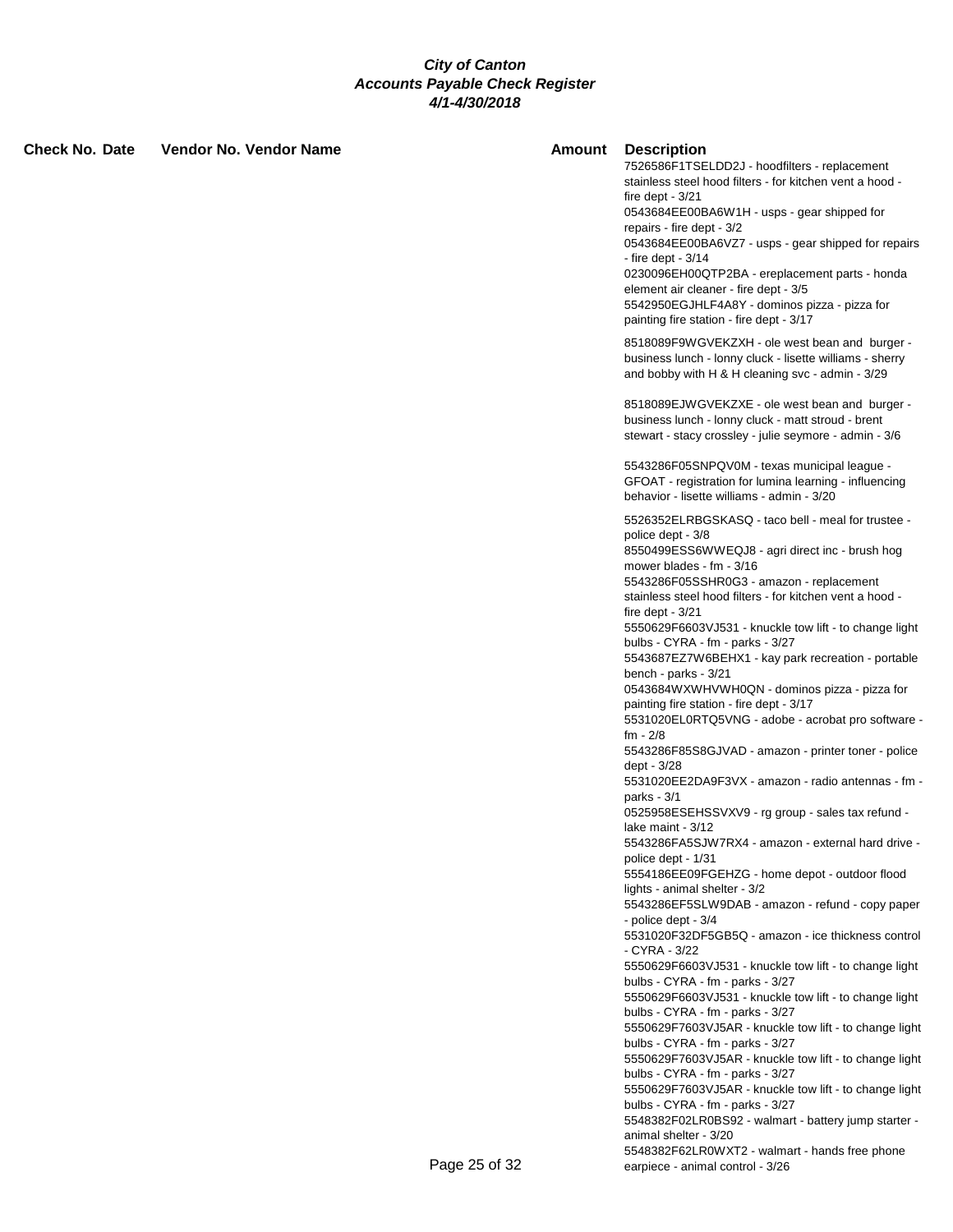# City of Canton
## Accounts Payable Check Register
### 4/1-4/30/2018

| Check No. | Date | Vendor No. | Vendor Name | Amount | Description |
|---|---|---|---|---|---|
| | | | | | 7526586F1TSELDD2J - hoodfilters - replacement stainless steel hood filters - for kitchen vent a hood - fire dept - 3/21 |
| | | | | | 0543684EE00BA6W1H - usps - gear shipped for repairs - fire dept - 3/2 |
| | | | | | 0543684EE00BA6VZ7 - usps - gear shipped for repairs - fire dept - 3/14 |
| | | | | | 0230096EH00QTP2BA - ereplacement parts - honda element air cleaner - fire dept - 3/5 |
| | | | | | 5542950EGJHLF4A8Y - dominos pizza - pizza for painting fire station - fire dept - 3/17 |
| | | | | | 8518089F9WGVEKZXH - ole west bean and burger - business lunch - lonny cluck - lisette williams - sherry and bobby with H & H cleaning svc - admin - 3/29 |
| | | | | | 8518089EJWGVEKZXE - ole west bean and burger - business lunch - lonny cluck - matt stroud - brent stewart - stacy crossley - julie seymore - admin - 3/6 |
| | | | | | 5543286F05SNPQV0M - texas municipal league - GFOAT - registration for lumina learning - influencing behavior - lisette williams - admin - 3/20 |
| | | | | | 5526352ELRBGSKASQ - taco bell - meal for trustee - police dept - 3/8 |
| | | | | | 8550499ESS6WWEQJ8 - agri direct inc - brush hog mower blades - fm - 3/16 |
| | | | | | 5543286F05SSHR0G3 - amazon - replacement stainless steel hood filters - for kitchen vent a hood - fire dept - 3/21 |
| | | | | | 5550629F6603VJ531 - knuckle tow lift - to change light bulbs - CYRA - fm - parks - 3/27 |
| | | | | | 5543687EZ7W6BEHX1 - kay park recreation - portable bench - parks - 3/21 |
| | | | | | 0543684WXWHVWH0QN - dominos pizza - pizza for painting fire station - fire dept - 3/17 |
| | | | | | 5531020EL0RTQ5VNG - adobe - acrobat pro software - fm - 2/8 |
| | | | | | 5543286F85S8GJVAD - amazon - printer toner - police dept - 3/28 |
| | | | | | 5531020EE2DA9F3VX - amazon - radio antennas - fm - parks - 3/1 |
| | | | | | 0525958ESEHSSVXV9 - rg group - sales tax refund - lake maint - 3/12 |
| | | | | | 5543286FA5SJW7RX4 - amazon - external hard drive - police dept - 1/31 |
| | | | | | 5554186EE09FGEHZG - home depot - outdoor flood lights - animal shelter - 3/2 |
| | | | | | 5543286EF5SLW9DAB - amazon - refund - copy paper - police dept - 3/4 |
| | | | | | 5531020F32DF5GB5Q - amazon - ice thickness control - CYRA - 3/22 |
| | | | | | 5550629F6603VJ531 - knuckle tow lift - to change light bulbs - CYRA - fm - parks - 3/27 |
| | | | | | 5550629F6603VJ531 - knuckle tow lift - to change light bulbs - CYRA - fm - parks - 3/27 |
| | | | | | 5550629F7603VJ5AR - knuckle tow lift - to change light bulbs - CYRA - fm - parks - 3/27 |
| | | | | | 5550629F7603VJ5AR - knuckle tow lift - to change light bulbs - CYRA - fm - parks - 3/27 |
| | | | | | 5550629F7603VJ5AR - knuckle tow lift - to change light bulbs - CYRA - fm - parks - 3/27 |
| | | | | | 5548382F02LR0BS92 - walmart - battery jump starter - animal shelter - 3/20 |
| | | | | | 5548382F62LR0WXT2 - walmart - hands free phone earpiece - animal control - 3/26 |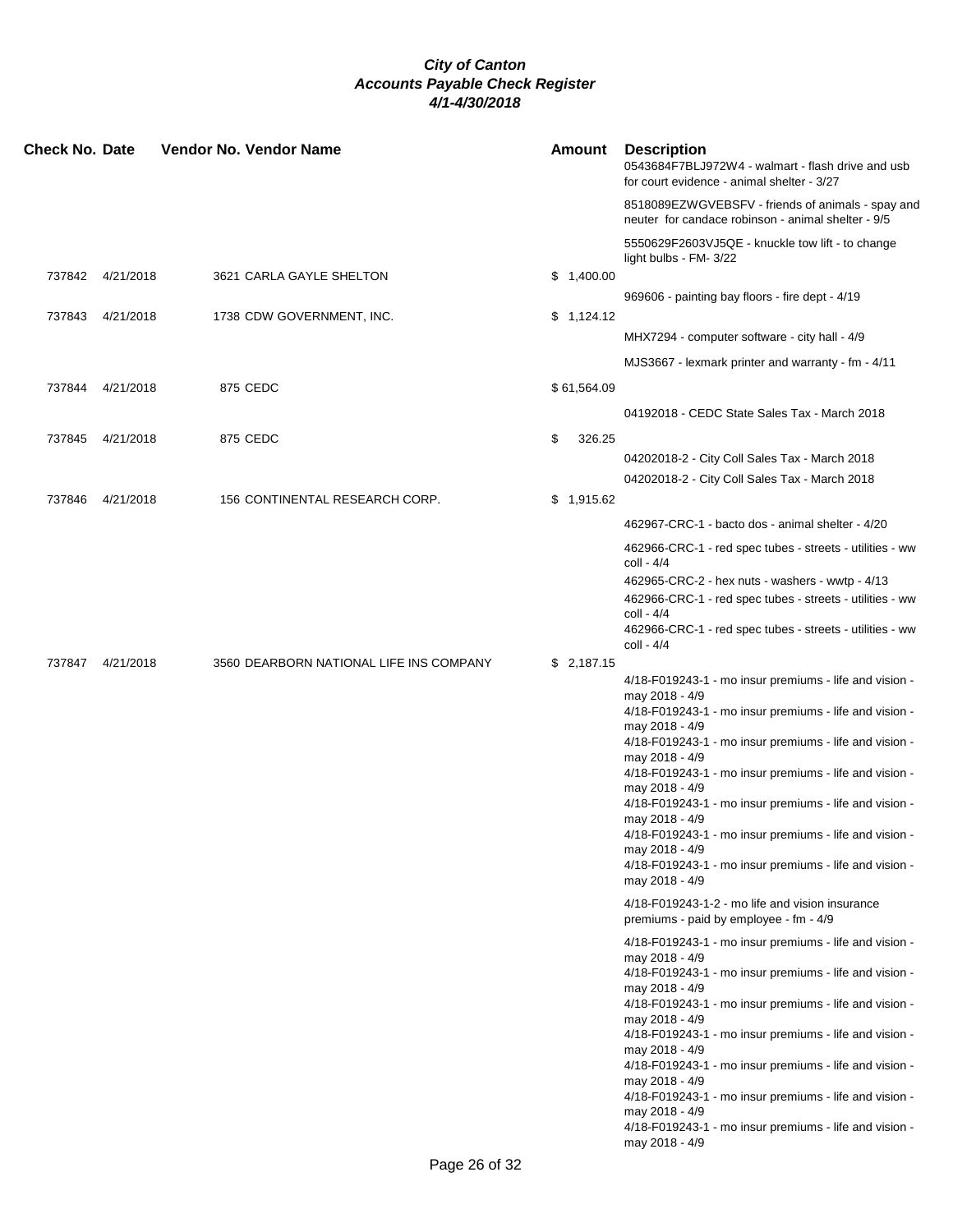# City of Canton
## Accounts Payable Check Register
### 4/1-4/30/2018

| Check No. | Date | Vendor No. | Vendor Name | Amount | Description |
|---|---|---|---|---|---|
| | | | | | 0543684F7BLJ972W4 - walmart - flash drive and usb for court evidence - animal shelter - 3/27 |
| | | | | | 8518089EZWGVEBSFV - friends of animals - spay and neuter for candace robinson - animal shelter - 9/5 |
| | | | | | 5550629F2603VJ5QE - knuckle tow lift - to change light bulbs - FM- 3/22 |
| 737842 | 4/21/2018 | 3621 | CARLA GAYLE SHELTON | $ 1,400.00 | |
| | | | | | 969606 - painting bay floors - fire dept - 4/19 |
| 737843 | 4/21/2018 | 1738 | CDW GOVERNMENT, INC. | $ 1,124.12 | |
| | | | | | MHX7294 - computer software - city hall - 4/9 |
| | | | | | MJS3667 - lexmark printer and warranty - fm - 4/11 |
| 737844 | 4/21/2018 | 875 | CEDC | $ 61,564.09 | |
| | | | | | 04192018 - CEDC State Sales Tax - March 2018 |
| 737845 | 4/21/2018 | 875 | CEDC | $ 326.25 | |
| | | | | | 04202018-2 - City Coll Sales Tax - March 2018 |
| | | | | | 04202018-2 - City Coll Sales Tax - March 2018 |
| 737846 | 4/21/2018 | 156 | CONTINENTAL RESEARCH CORP. | $ 1,915.62 | |
| | | | | | 462967-CRC-1 - bacto dos - animal shelter - 4/20 |
| | | | | | 462966-CRC-1 - red spec tubes - streets - utilities - ww coll - 4/4 |
| | | | | | 462965-CRC-2 - hex nuts - washers - wwtp - 4/13 |
| | | | | | 462966-CRC-1 - red spec tubes - streets - utilities - ww coll - 4/4 |
| | | | | | 462966-CRC-1 - red spec tubes - streets - utilities - ww coll - 4/4 |
| 737847 | 4/21/2018 | 3560 | DEARBORN NATIONAL LIFE INS COMPANY | $ 2,187.15 | |
| | | | | | 4/18-F019243-1 - mo insur premiums - life and vision - may 2018 - 4/9 |
| | | | | | 4/18-F019243-1 - mo insur premiums - life and vision - may 2018 - 4/9 |
| | | | | | 4/18-F019243-1 - mo insur premiums - life and vision - may 2018 - 4/9 |
| | | | | | 4/18-F019243-1 - mo insur premiums - life and vision - may 2018 - 4/9 |
| | | | | | 4/18-F019243-1 - mo insur premiums - life and vision - may 2018 - 4/9 |
| | | | | | 4/18-F019243-1 - mo insur premiums - life and vision - may 2018 - 4/9 |
| | | | | | 4/18-F019243-1 - mo insur premiums - life and vision - may 2018 - 4/9 |
| | | | | | 4/18-F019243-1-2 - mo life and vision insurance premiums - paid by employee - fm - 4/9 |
| | | | | | 4/18-F019243-1 - mo insur premiums - life and vision - may 2018 - 4/9 |
| | | | | | 4/18-F019243-1 - mo insur premiums - life and vision - may 2018 - 4/9 |
| | | | | | 4/18-F019243-1 - mo insur premiums - life and vision - may 2018 - 4/9 |
| | | | | | 4/18-F019243-1 - mo insur premiums - life and vision - may 2018 - 4/9 |
| | | | | | 4/18-F019243-1 - mo insur premiums - life and vision - may 2018 - 4/9 |
| | | | | | 4/18-F019243-1 - mo insur premiums - life and vision - may 2018 - 4/9 |
| | | | | | 4/18-F019243-1 - mo insur premiums - life and vision - may 2018 - 4/9 |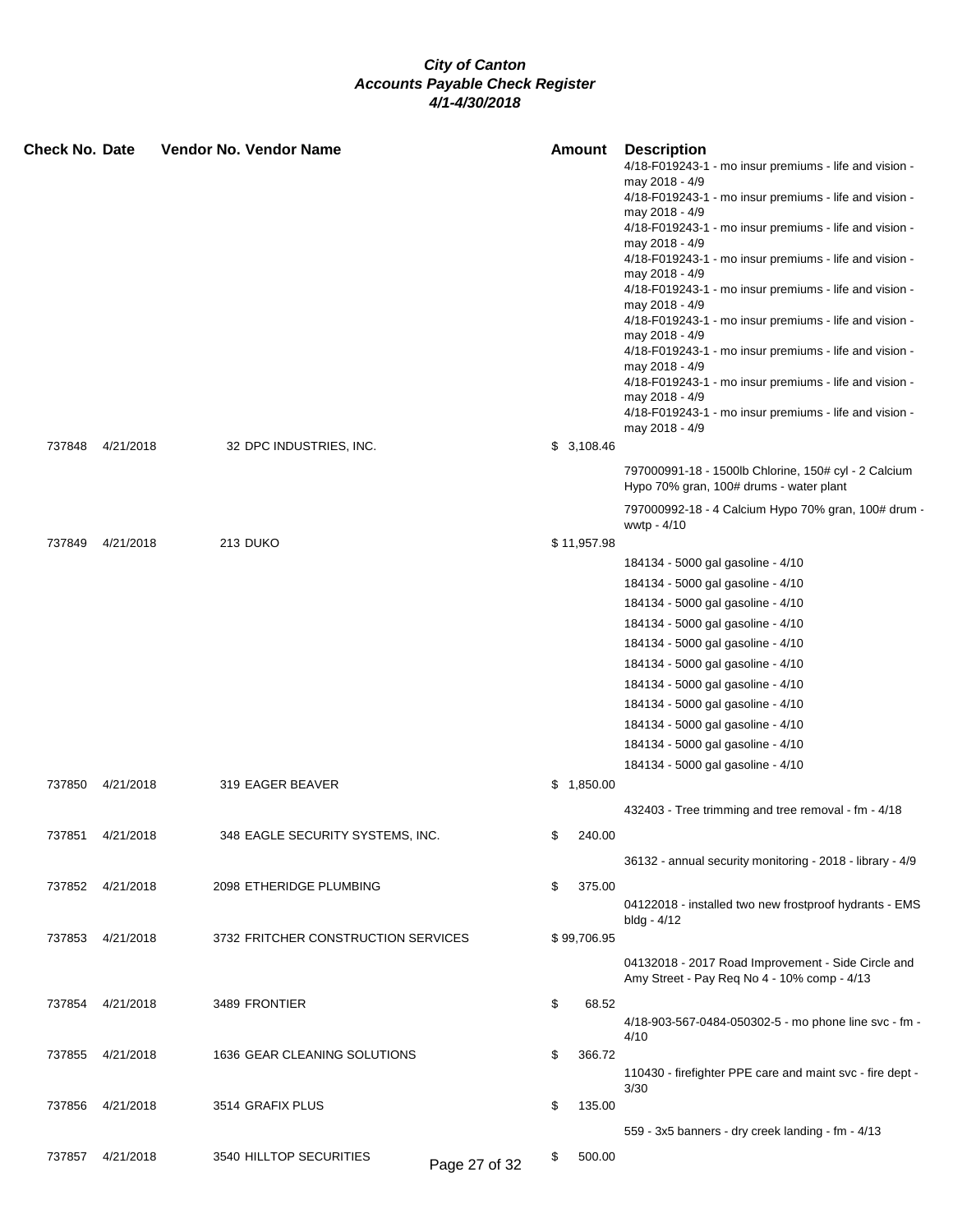# City of Canton
## Accounts Payable Check Register
### 4/1-4/30/2018

| Check No. | Date | Vendor No. | Vendor Name | Amount | Description |
|---|---|---|---|---|---|
| | | | | | 4/18-F019243-1 - mo insur premiums - life and vision - may 2018 - 4/9 |
| | | | | | 4/18-F019243-1 - mo insur premiums - life and vision - may 2018 - 4/9 |
| | | | | | 4/18-F019243-1 - mo insur premiums - life and vision - may 2018 - 4/9 |
| | | | | | 4/18-F019243-1 - mo insur premiums - life and vision - may 2018 - 4/9 |
| | | | | | 4/18-F019243-1 - mo insur premiums - life and vision - may 2018 - 4/9 |
| | | | | | 4/18-F019243-1 - mo insur premiums - life and vision - may 2018 - 4/9 |
| | | | | | 4/18-F019243-1 - mo insur premiums - life and vision - may 2018 - 4/9 |
| | | | | | 4/18-F019243-1 - mo insur premiums - life and vision - may 2018 - 4/9 |
| | | | | | 4/18-F019243-1 - mo insur premiums - life and vision - may 2018 - 4/9 |
| 737848 | 4/21/2018 | 32 | DPC INDUSTRIES, INC. | $ 3,108.46 | |
| | | | | | 797000991-18 - 1500lb Chlorine, 150# cyl - 2 Calcium Hypo 70% gran, 100# drums - water plant |
| | | | | | 797000992-18 - 4 Calcium Hypo 70% gran, 100# drum - wwtp - 4/10 |
| 737849 | 4/21/2018 | 213 | DUKO | $ 11,957.98 | |
| | | | | | 184134 - 5000 gal gasoline - 4/10 |
| | | | | | 184134 - 5000 gal gasoline - 4/10 |
| | | | | | 184134 - 5000 gal gasoline - 4/10 |
| | | | | | 184134 - 5000 gal gasoline - 4/10 |
| | | | | | 184134 - 5000 gal gasoline - 4/10 |
| | | | | | 184134 - 5000 gal gasoline - 4/10 |
| | | | | | 184134 - 5000 gal gasoline - 4/10 |
| | | | | | 184134 - 5000 gal gasoline - 4/10 |
| | | | | | 184134 - 5000 gal gasoline - 4/10 |
| | | | | | 184134 - 5000 gal gasoline - 4/10 |
| | | | | | 184134 - 5000 gal gasoline - 4/10 |
| 737850 | 4/21/2018 | 319 | EAGER BEAVER | $ 1,850.00 | |
| | | | | | 432403 - Tree trimming and tree removal - fm - 4/18 |
| 737851 | 4/21/2018 | 348 | EAGLE SECURITY SYSTEMS, INC. | $ 240.00 | |
| | | | | | 36132 - annual security monitoring - 2018 - library - 4/9 |
| 737852 | 4/21/2018 | 2098 | ETHERIDGE PLUMBING | $ 375.00 | |
| | | | | | 04122018 - installed two new frostproof hydrants - EMS bldg - 4/12 |
| 737853 | 4/21/2018 | 3732 | FRITCHER CONSTRUCTION SERVICES | $ 99,706.95 | |
| | | | | | 04132018 - 2017 Road Improvement - Side Circle and Amy Street - Pay Req No 4 - 10% comp - 4/13 |
| 737854 | 4/21/2018 | 3489 | FRONTIER | $ 68.52 | |
| | | | | | 4/18-903-567-0484-050302-5 - mo phone line svc - fm - 4/10 |
| 737855 | 4/21/2018 | 1636 | GEAR CLEANING SOLUTIONS | $ 366.72 | |
| | | | | | 110430 - firefighter PPE care and maint svc - fire dept - 3/30 |
| 737856 | 4/21/2018 | 3514 | GRAFIX PLUS | $ 135.00 | |
| | | | | | 559 - 3x5 banners - dry creek landing - fm - 4/13 |
| 737857 | 4/21/2018 | 3540 | HILLTOP SECURITIES | $ 500.00 | |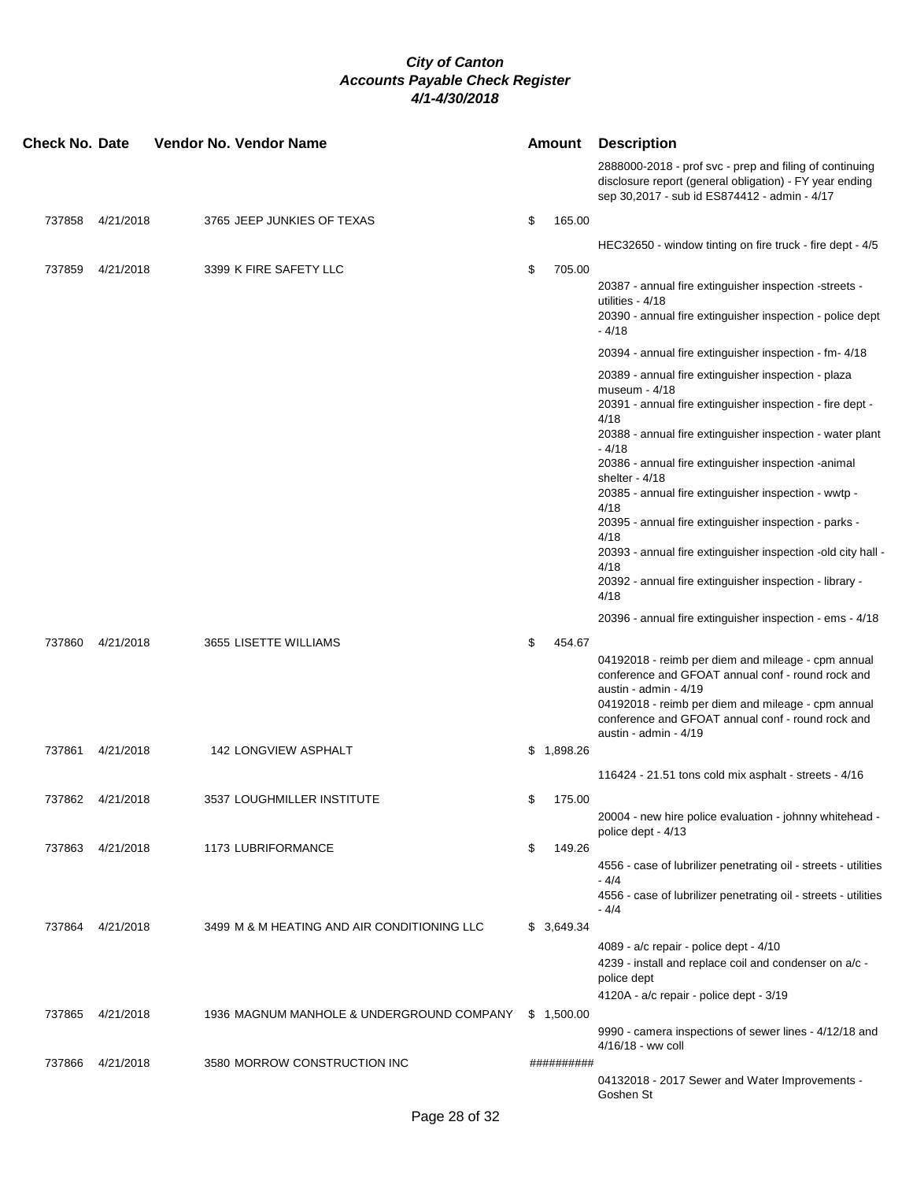# *City of Canton*
## *Accounts Payable Check Register*
### *4/1-4/30/2018*

| Check No. | Date | Vendor No. | Vendor Name | Amount | Description |
|---|---|---|---|---|---|
| | | | | | 2888000-2018 - prof svc - prep and filing of continuing disclosure report (general obligation) - FY year ending sep 30,2017 - sub id ES874412 - admin - 4/17 |
| 737858 | 4/21/2018 | 3765 | JEEP JUNKIES OF TEXAS | $ 165.00 | |
| | | | | | HEC32650 - window tinting on fire truck - fire dept - 4/5 |
| 737859 | 4/21/2018 | 3399 | K FIRE SAFETY LLC | $ 705.00 | |
| | | | | | 20387 - annual fire extinguisher inspection -streets - utilities - 4/18 |
| | | | | | 20390 - annual fire extinguisher inspection - police dept - 4/18 |
| | | | | | 20394 - annual fire extinguisher inspection - fm- 4/18 |
| | | | | | 20389 - annual fire extinguisher inspection - plaza museum - 4/18 |
| | | | | | 20391 - annual fire extinguisher inspection - fire dept - 4/18 |
| | | | | | 20388 - annual fire extinguisher inspection - water plant - 4/18 |
| | | | | | 20386 - annual fire extinguisher inspection -animal shelter - 4/18 |
| | | | | | 20385 - annual fire extinguisher inspection - wwtp - 4/18 |
| | | | | | 20395 - annual fire extinguisher inspection - parks - 4/18 |
| | | | | | 20393 - annual fire extinguisher inspection -old city hall - 4/18 |
| | | | | | 20392 - annual fire extinguisher inspection - library - 4/18 |
| | | | | | 20396 - annual fire extinguisher inspection - ems - 4/18 |
| 737860 | 4/21/2018 | 3655 | LISETTE WILLIAMS | $ 454.67 | |
| | | | | | 04192018 - reimb per diem and mileage - cpm annual conference and GFOAT annual conf - round rock and austin - admin - 4/19 |
| | | | | | 04192018 - reimb per diem and mileage - cpm annual conference and GFOAT annual conf - round rock and austin - admin - 4/19 |
| 737861 | 4/21/2018 | 142 | LONGVIEW ASPHALT | $ 1,898.26 | |
| | | | | | 116424 - 21.51 tons cold mix asphalt - streets - 4/16 |
| 737862 | 4/21/2018 | 3537 | LOUGHMILLER INSTITUTE | $ 175.00 | |
| | | | | | 20004 - new hire police evaluation - johnny whitehead - police dept - 4/13 |
| 737863 | 4/21/2018 | 1173 | LUBRIFORMANCE | $ 149.26 | |
| | | | | | 4556 - case of lubrilizer penetrating oil - streets - utilities - 4/4 |
| | | | | | 4556 - case of lubrilizer penetrating oil - streets - utilities - 4/4 |
| 737864 | 4/21/2018 | 3499 | M & M HEATING AND AIR CONDITIONING LLC | $ 3,649.34 | |
| | | | | | 4089 - a/c repair - police dept - 4/10 |
| | | | | | 4239 - install and replace coil and condenser on a/c - police dept |
| | | | | | 4120A - a/c repair - police dept - 3/19 |
| 737865 | 4/21/2018 | 1936 | MAGNUM MANHOLE & UNDERGROUND COMPANY | $ 1,500.00 | |
| | | | | | 9990 - camera inspections of sewer lines - 4/12/18 and 4/16/18 - ww coll |
| 737866 | 4/21/2018 | 3580 | MORROW CONSTRUCTION INC | ########## | |
| | | | | | 04132018 - 2017 Sewer and Water Improvements - Goshen St |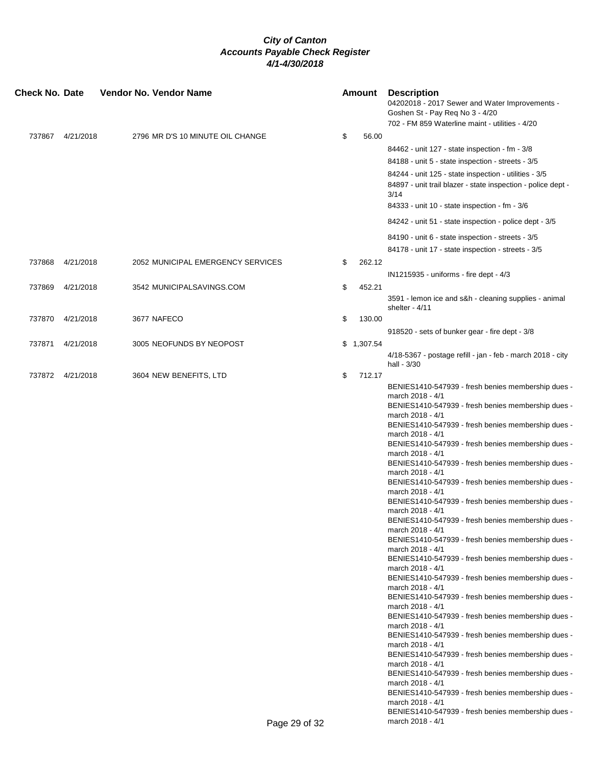# City of Canton
## Accounts Payable Check Register
### 4/1-4/30/2018

| Check No. | Date | Vendor No. | Vendor Name | Amount | Description |
|---|---|---|---|---|---|
| | | | | | 04202018 - 2017 Sewer and Water Improvements - Goshen St - Pay Req No 3 - 4/20 |
| | | | | | 702 - FM 859 Waterline maint - utilities - 4/20 |
| 737867 | 4/21/2018 | 2796 | MR D'S 10 MINUTE OIL CHANGE | $ 56.00 | |
| | | | | | 84462 - unit 127 - state inspection - fm - 3/8 |
| | | | | | 84188 - unit 5 - state inspection - streets - 3/5 |
| | | | | | 84244 - unit 125 - state inspection - utilities - 3/5 |
| | | | | | 84897 - unit trail blazer - state inspection - police dept - 3/14 |
| | | | | | 84333 - unit 10 - state inspection - fm - 3/6 |
| | | | | | 84242 - unit 51 - state inspection - police dept - 3/5 |
| | | | | | 84190 - unit 6 - state inspection - streets - 3/5 |
| | | | | | 84178 - unit 17 - state inspection - streets - 3/5 |
| 737868 | 4/21/2018 | 2052 | MUNICIPAL EMERGENCY SERVICES | $ 262.12 | |
| | | | | | IN1215935 - uniforms - fire dept - 4/3 |
| 737869 | 4/21/2018 | 3542 | MUNICIPALSAVINGS.COM | $ 452.21 | |
| | | | | | 3591 - lemon ice and s&h - cleaning supplies - animal shelter - 4/11 |
| 737870 | 4/21/2018 | 3677 | NAFECO | $ 130.00 | |
| | | | | | 918520 - sets of bunker gear - fire dept - 3/8 |
| 737871 | 4/21/2018 | 3005 | NEOFUNDS BY NEOPOST | $ 1,307.54 | |
| | | | | | 4/18-5367 - postage refill - jan - feb - march 2018 - city hall - 3/30 |
| 737872 | 4/21/2018 | 3604 | NEW BENEFITS, LTD | $ 712.17 | |
| | | | | | BENIES1410-547939 - fresh benies membership dues - march 2018 - 4/1 |
| | | | | | BENIES1410-547939 - fresh benies membership dues - march 2018 - 4/1 |
| | | | | | BENIES1410-547939 - fresh benies membership dues - march 2018 - 4/1 |
| | | | | | BENIES1410-547939 - fresh benies membership dues - march 2018 - 4/1 |
| | | | | | BENIES1410-547939 - fresh benies membership dues - march 2018 - 4/1 |
| | | | | | BENIES1410-547939 - fresh benies membership dues - march 2018 - 4/1 |
| | | | | | BENIES1410-547939 - fresh benies membership dues - march 2018 - 4/1 |
| | | | | | BENIES1410-547939 - fresh benies membership dues - march 2018 - 4/1 |
| | | | | | BENIES1410-547939 - fresh benies membership dues - march 2018 - 4/1 |
| | | | | | BENIES1410-547939 - fresh benies membership dues - march 2018 - 4/1 |
| | | | | | BENIES1410-547939 - fresh benies membership dues - march 2018 - 4/1 |
| | | | | | BENIES1410-547939 - fresh benies membership dues - march 2018 - 4/1 |
| | | | | | BENIES1410-547939 - fresh benies membership dues - march 2018 - 4/1 |
| | | | | | BENIES1410-547939 - fresh benies membership dues - march 2018 - 4/1 |
| | | | | | BENIES1410-547939 - fresh benies membership dues - march 2018 - 4/1 |
| | | | | | BENIES1410-547939 - fresh benies membership dues - march 2018 - 4/1 |
| | | | | | BENIES1410-547939 - fresh benies membership dues - march 2018 - 4/1 |
| | | | | | BENIES1410-547939 - fresh benies membership dues - march 2018 - 4/1 |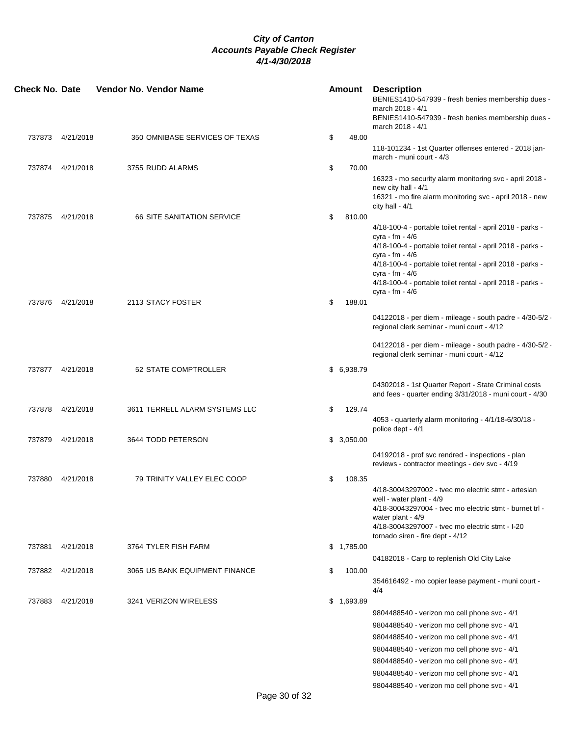***City of Canton***
***Accounts Payable Check Register***
***4/1-4/30/2018***

| Check No. | Date | Vendor No. | Vendor Name | Amount | Description |
|---|---|---|---|---|---|
| | | | | | BENIES1410-547939 - fresh benies membership dues - march 2018 - 4/1 |
| | | | | | BENIES1410-547939 - fresh benies membership dues - march 2018 - 4/1 |
| 737873 | 4/21/2018 | 350 | OMNIBASE SERVICES OF TEXAS | $ 48.00 | |
| | | | | | 118-101234 - 1st Quarter offenses entered - 2018 jan-march - muni court - 4/3 |
| 737874 | 4/21/2018 | 3755 | RUDD ALARMS | $ 70.00 | |
| | | | | | 16323 - mo security alarm monitoring svc - april 2018 - new city hall - 4/1 |
| | | | | | 16321 - mo fire alarm monitoring svc - april 2018 - new city hall - 4/1 |
| 737875 | 4/21/2018 | 66 | SITE SANITATION SERVICE | $ 810.00 | |
| | | | | | 4/18-100-4 - portable toilet rental - april 2018 - parks - cyra - fm - 4/6 |
| | | | | | 4/18-100-4 - portable toilet rental - april 2018 - parks - cyra - fm - 4/6 |
| | | | | | 4/18-100-4 - portable toilet rental - april 2018 - parks - cyra - fm - 4/6 |
| | | | | | 4/18-100-4 - portable toilet rental - april 2018 - parks - cyra - fm - 4/6 |
| 737876 | 4/21/2018 | 2113 | STACY FOSTER | $ 188.01 | |
| | | | | | 04122018 - per diem - mileage - south padre - 4/30-5/2 - regional clerk seminar - muni court - 4/12 |
| | | | | | 04122018 - per diem - mileage - south padre - 4/30-5/2 - regional clerk seminar - muni court - 4/12 |
| 737877 | 4/21/2018 | 52 | STATE COMPTROLLER | $ 6,938.79 | |
| | | | | | 04302018 - 1st Quarter Report - State Criminal costs and fees - quarter ending 3/31/2018 - muni court - 4/30 |
| 737878 | 4/21/2018 | 3611 | TERRELL ALARM SYSTEMS LLC | $ 129.74 | |
| | | | | | 4053 - quarterly alarm monitoring - 4/1/18-6/30/18 - police dept - 4/1 |
| 737879 | 4/21/2018 | 3644 | TODD PETERSON | $ 3,050.00 | |
| | | | | | 04192018 - prof svc rendred - inspections - plan reviews - contractor meetings - dev svc - 4/19 |
| 737880 | 4/21/2018 | 79 | TRINITY VALLEY ELEC COOP | $ 108.35 | |
| | | | | | 4/18-30043297002 - tvec mo electric stmt - artesian well - water plant - 4/9 |
| | | | | | 4/18-30043297004 - tvec mo electric stmt - burnet trl - water plant - 4/9 |
| | | | | | 4/18-30043297007 - tvec mo electric stmt - I-20 tornado siren - fire dept - 4/12 |
| 737881 | 4/21/2018 | 3764 | TYLER FISH FARM | $ 1,785.00 | |
| | | | | | 04182018 - Carp to replenish Old City Lake |
| 737882 | 4/21/2018 | 3065 | US BANK EQUIPMENT FINANCE | $ 100.00 | |
| | | | | | 354616492 - mo copier lease payment - muni court - 4/4 |
| 737883 | 4/21/2018 | 3241 | VERIZON WIRELESS | $ 1,693.89 | |
| | | | | | 9804488540 - verizon mo cell phone svc - 4/1 |
| | | | | | 9804488540 - verizon mo cell phone svc - 4/1 |
| | | | | | 9804488540 - verizon mo cell phone svc - 4/1 |
| | | | | | 9804488540 - verizon mo cell phone svc - 4/1 |
| | | | | | 9804488540 - verizon mo cell phone svc - 4/1 |
| | | | | | 9804488540 - verizon mo cell phone svc - 4/1 |
| | | | | | 9804488540 - verizon mo cell phone svc - 4/1 |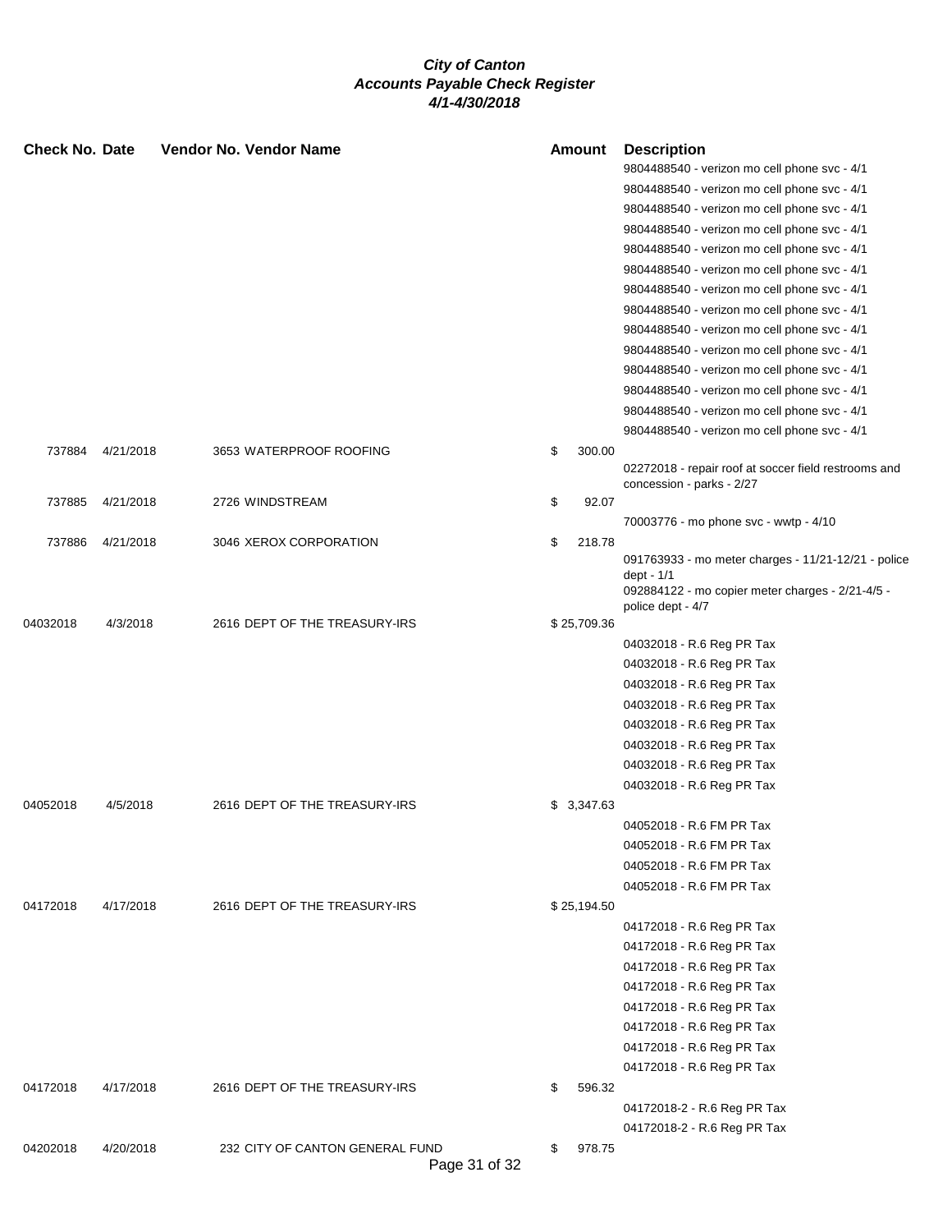**City of Canton**
**Accounts Payable Check Register**
**4/1-4/30/2018**

| Check No. | Date | Vendor No. | Vendor Name | Amount | Description |
|---|---|---|---|---|---|
| | | | | | 9804488540 - verizon mo cell phone svc - 4/1 |
| | | | | | 9804488540 - verizon mo cell phone svc - 4/1 |
| | | | | | 9804488540 - verizon mo cell phone svc - 4/1 |
| | | | | | 9804488540 - verizon mo cell phone svc - 4/1 |
| | | | | | 9804488540 - verizon mo cell phone svc - 4/1 |
| | | | | | 9804488540 - verizon mo cell phone svc - 4/1 |
| | | | | | 9804488540 - verizon mo cell phone svc - 4/1 |
| | | | | | 9804488540 - verizon mo cell phone svc - 4/1 |
| | | | | | 9804488540 - verizon mo cell phone svc - 4/1 |
| | | | | | 9804488540 - verizon mo cell phone svc - 4/1 |
| | | | | | 9804488540 - verizon mo cell phone svc - 4/1 |
| | | | | | 9804488540 - verizon mo cell phone svc - 4/1 |
| | | | | | 9804488540 - verizon mo cell phone svc - 4/1 |
| | | | | | 9804488540 - verizon mo cell phone svc - 4/1 |
| 737884 | 4/21/2018 | 3653 | WATERPROOF ROOFING | $ 300.00 | |
| | | | | | 02272018 - repair roof at soccer field restrooms and concession - parks - 2/27 |
| 737885 | 4/21/2018 | 2726 | WINDSTREAM | $ 92.07 | |
| | | | | | 70003776 - mo phone svc - wwtp - 4/10 |
| 737886 | 4/21/2018 | 3046 | XEROX CORPORATION | $ 218.78 | |
| | | | | | 091763933 - mo meter charges - 11/21-12/21 - police dept - 1/1 |
| | | | | | 092884122 - mo copier meter charges - 2/21-4/5 - police dept - 4/7 |
| 04032018 | 4/3/2018 | 2616 | DEPT OF THE TREASURY-IRS | $ 25,709.36 | |
| | | | | | 04032018 - R.6 Reg PR Tax |
| | | | | | 04032018 - R.6 Reg PR Tax |
| | | | | | 04032018 - R.6 Reg PR Tax |
| | | | | | 04032018 - R.6 Reg PR Tax |
| | | | | | 04032018 - R.6 Reg PR Tax |
| | | | | | 04032018 - R.6 Reg PR Tax |
| | | | | | 04032018 - R.6 Reg PR Tax |
| | | | | | 04032018 - R.6 Reg PR Tax |
| 04052018 | 4/5/2018 | 2616 | DEPT OF THE TREASURY-IRS | $ 3,347.63 | |
| | | | | | 04052018 - R.6 FM PR Tax |
| | | | | | 04052018 - R.6 FM PR Tax |
| | | | | | 04052018 - R.6 FM PR Tax |
| | | | | | 04052018 - R.6 FM PR Tax |
| 04172018 | 4/17/2018 | 2616 | DEPT OF THE TREASURY-IRS | $ 25,194.50 | |
| | | | | | 04172018 - R.6 Reg PR Tax |
| | | | | | 04172018 - R.6 Reg PR Tax |
| | | | | | 04172018 - R.6 Reg PR Tax |
| | | | | | 04172018 - R.6 Reg PR Tax |
| | | | | | 04172018 - R.6 Reg PR Tax |
| | | | | | 04172018 - R.6 Reg PR Tax |
| | | | | | 04172018 - R.6 Reg PR Tax |
| | | | | | 04172018 - R.6 Reg PR Tax |
| 04172018 | 4/17/2018 | 2616 | DEPT OF THE TREASURY-IRS | $ 596.32 | |
| | | | | | 04172018-2 - R.6 Reg PR Tax |
| | | | | | 04172018-2 - R.6 Reg PR Tax |
| 04202018 | 4/20/2018 | 232 | CITY OF CANTON GENERAL FUND | $ 978.75 | |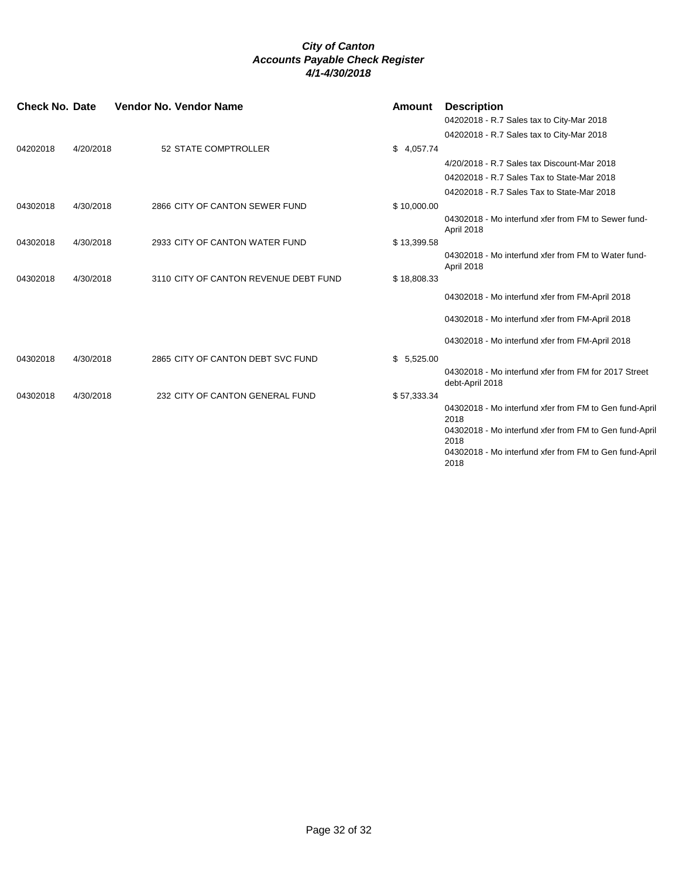***City of Canton***
***Accounts Payable Check Register***
***4/1-4/30/2018***

| Check No. | Date | Vendor No. Vendor Name | Amount | Description |
|---|---|---|---|---|
| | | | | 04202018 - R.7 Sales tax to City-Mar 2018 |
| | | | | 04202018 - R.7 Sales tax to City-Mar 2018 |
| 04202018 | 4/20/2018 | 52 STATE COMPTROLLER | $ 4,057.74 | |
| | | | | 4/20/2018 - R.7 Sales tax Discount-Mar 2018 |
| | | | | 04202018 - R.7 Sales Tax to State-Mar 2018 |
| | | | | 04202018 - R.7 Sales Tax to State-Mar 2018 |
| 04302018 | 4/30/2018 | 2866 CITY OF CANTON SEWER FUND | $ 10,000.00 | |
| | | | | 04302018 - Mo interfund xfer from FM to Sewer fund-April 2018 |
| 04302018 | 4/30/2018 | 2933 CITY OF CANTON WATER FUND | $ 13,399.58 | |
| | | | | 04302018 - Mo interfund xfer from FM to Water fund-April 2018 |
| 04302018 | 4/30/2018 | 3110 CITY OF CANTON REVENUE DEBT FUND | $ 18,808.33 | |
| | | | | 04302018 - Mo interfund xfer from FM-April 2018 |
| | | | | 04302018 - Mo interfund xfer from FM-April 2018 |
| | | | | 04302018 - Mo interfund xfer from FM-April 2018 |
| 04302018 | 4/30/2018 | 2865 CITY OF CANTON DEBT SVC FUND | $ 5,525.00 | |
| | | | | 04302018 - Mo interfund xfer from FM for 2017 Street debt-April 2018 |
| 04302018 | 4/30/2018 | 232 CITY OF CANTON GENERAL FUND | $ 57,333.34 | |
| | | | | 04302018 - Mo interfund xfer from FM to Gen fund-April 2018 |
| | | | | 04302018 - Mo interfund xfer from FM to Gen fund-April 2018 |
| | | | | 04302018 - Mo interfund xfer from FM to Gen fund-April 2018 |